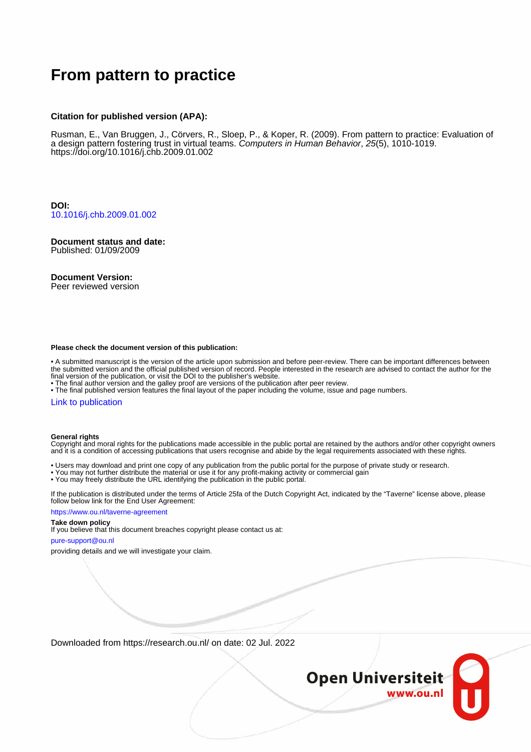# From pattern to practice

### Citation for published version (APA):

Rusman, E., Van Bruggen, J., Cörvers, R., Sloep, P., & Koper, R. (2009). From pattern to practice: Evaluation of a design pattern fostering trust in virtual teams. *Computers in Human Behavior*, *25*(5), 1010-1019. https://doi.org/10.1016/j.chb.2009.01.002

**DOI:**
10.1016/j.chb.2009.01.002

**Document status and date:**
Published: 01/09/2009

**Document Version:**
Peer reviewed version

**Please check the document version of this publication:**

- A submitted manuscript is the version of the article upon submission and before peer-review. There can be important differences between the submitted version and the official published version of record. People interested in the research are advised to contact the author for the final version of the publication, or visit the DOI to the publisher's website.
- The final author version and the galley proof are versions of the publication after peer review.
- The final published version features the final layout of the paper including the volume, issue and page numbers.

Link to publication

**General rights**
Copyright and moral rights for the publications made accessible in the public portal are retained by the authors and/or other copyright owners and it is a condition of accessing publications that users recognise and abide by the legal requirements associated with these rights.

- Users may download and print one copy of any publication from the public portal for the purpose of private study or research.
- You may not further distribute the material or use it for any profit-making activity or commercial gain
- You may freely distribute the URL identifying the publication in the public portal.

If the publication is distributed under the terms of Article 25fa of the Dutch Copyright Act, indicated by the "Taverne" license above, please follow below link for the End User Agreement:

https://www.ou.nl/taverne-agreement

**Take down policy**
If you believe that this document breaches copyright please contact us at:

pure-support@ou.nl

providing details and we will investigate your claim.

Downloaded from https://research.ou.nl/ on date: 02 Jul. 2022

Open Universiteit
www.ou.nl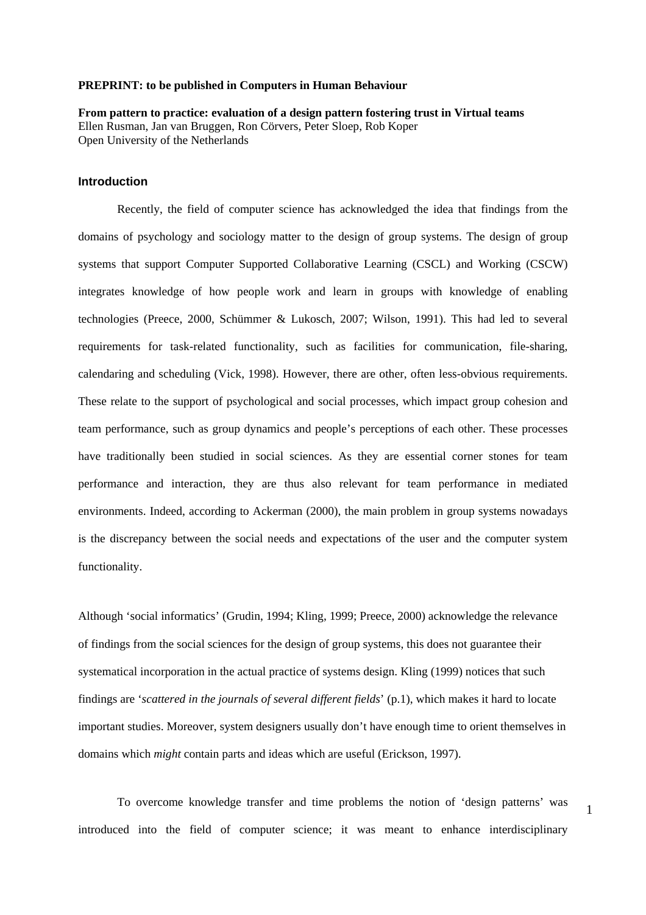**PREPRINT: to be published in Computers in Human Behaviour**

**From pattern to practice: evaluation of a design pattern fostering trust in Virtual teams**
Ellen Rusman, Jan van Bruggen, Ron Cörvers, Peter Sloep, Rob Koper
Open University of the Netherlands

## Introduction

Recently, the field of computer science has acknowledged the idea that findings from the domains of psychology and sociology matter to the design of group systems. The design of group systems that support Computer Supported Collaborative Learning (CSCL) and Working (CSCW) integrates knowledge of how people work and learn in groups with knowledge of enabling technologies (Preece, 2000, Schümmer & Lukosch, 2007; Wilson, 1991). This had led to several requirements for task-related functionality, such as facilities for communication, file-sharing, calendaring and scheduling (Vick, 1998). However, there are other, often less-obvious requirements. These relate to the support of psychological and social processes, which impact group cohesion and team performance, such as group dynamics and people's perceptions of each other. These processes have traditionally been studied in social sciences. As they are essential corner stones for team performance and interaction, they are thus also relevant for team performance in mediated environments. Indeed, according to Ackerman (2000), the main problem in group systems nowadays is the discrepancy between the social needs and expectations of the user and the computer system functionality.

Although 'social informatics' (Grudin, 1994; Kling, 1999; Preece, 2000) acknowledge the relevance of findings from the social sciences for the design of group systems, this does not guarantee their systematical incorporation in the actual practice of systems design. Kling (1999) notices that such findings are '*scattered in the journals of several different fields*' (p.1), which makes it hard to locate important studies. Moreover, system designers usually don't have enough time to orient themselves in domains which *might* contain parts and ideas which are useful (Erickson, 1997).

To overcome knowledge transfer and time problems the notion of 'design patterns' was introduced into the field of computer science; it was meant to enhance interdisciplinary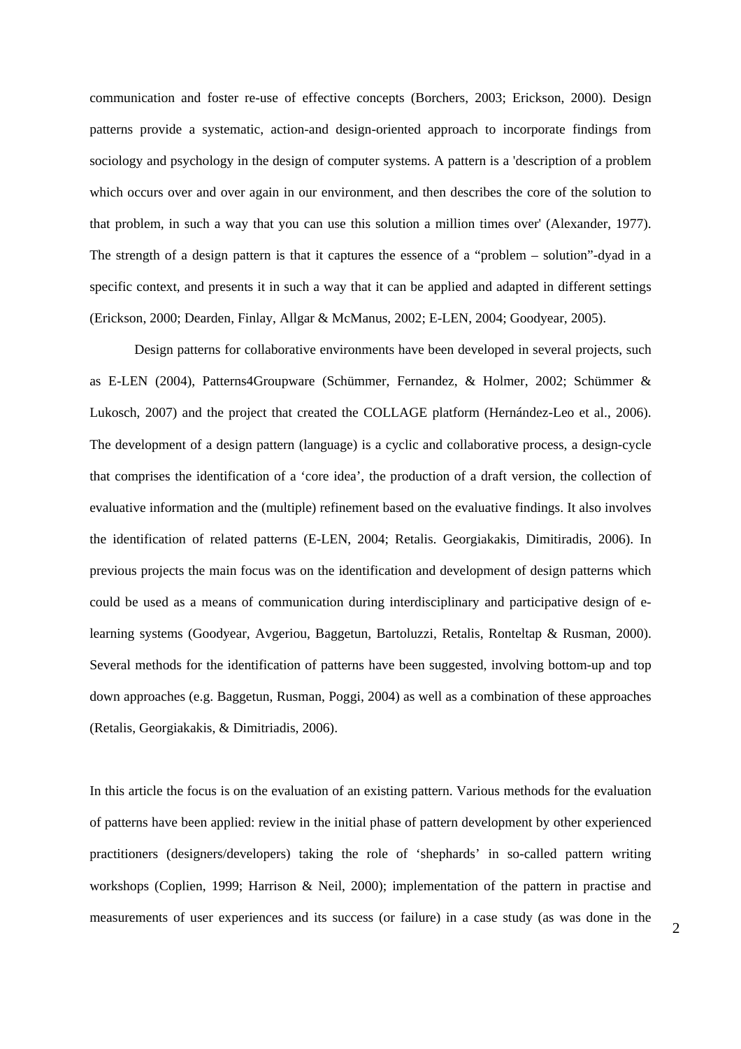communication and foster re-use of effective concepts (Borchers, 2003; Erickson, 2000). Design patterns provide a systematic, action-and design-oriented approach to incorporate findings from sociology and psychology in the design of computer systems. A pattern is a 'description of a problem which occurs over and over again in our environment, and then describes the core of the solution to that problem, in such a way that you can use this solution a million times over' (Alexander, 1977). The strength of a design pattern is that it captures the essence of a "problem – solution"-dyad in a specific context, and presents it in such a way that it can be applied and adapted in different settings (Erickson, 2000; Dearden, Finlay, Allgar & McManus, 2002; E-LEN, 2004; Goodyear, 2005).

Design patterns for collaborative environments have been developed in several projects, such as E-LEN (2004), Patterns4Groupware (Schümmer, Fernandez, & Holmer, 2002; Schümmer & Lukosch, 2007) and the project that created the COLLAGE platform (Hernández-Leo et al., 2006). The development of a design pattern (language) is a cyclic and collaborative process, a design-cycle that comprises the identification of a 'core idea', the production of a draft version, the collection of evaluative information and the (multiple) refinement based on the evaluative findings. It also involves the identification of related patterns (E-LEN, 2004; Retalis. Georgiakakis, Dimitiradis, 2006). In previous projects the main focus was on the identification and development of design patterns which could be used as a means of communication during interdisciplinary and participative design of e-learning systems (Goodyear, Avgeriou, Baggetun, Bartoluzzi, Retalis, Ronteltap & Rusman, 2000). Several methods for the identification of patterns have been suggested, involving bottom-up and top down approaches (e.g. Baggetun, Rusman, Poggi, 2004) as well as a combination of these approaches (Retalis, Georgiakakis, & Dimitriadis, 2006).

In this article the focus is on the evaluation of an existing pattern. Various methods for the evaluation of patterns have been applied: review in the initial phase of pattern development by other experienced practitioners (designers/developers) taking the role of 'shephards' in so-called pattern writing workshops (Coplien, 1999; Harrison & Neil, 2000); implementation of the pattern in practise and measurements of user experiences and its success (or failure) in a case study (as was done in the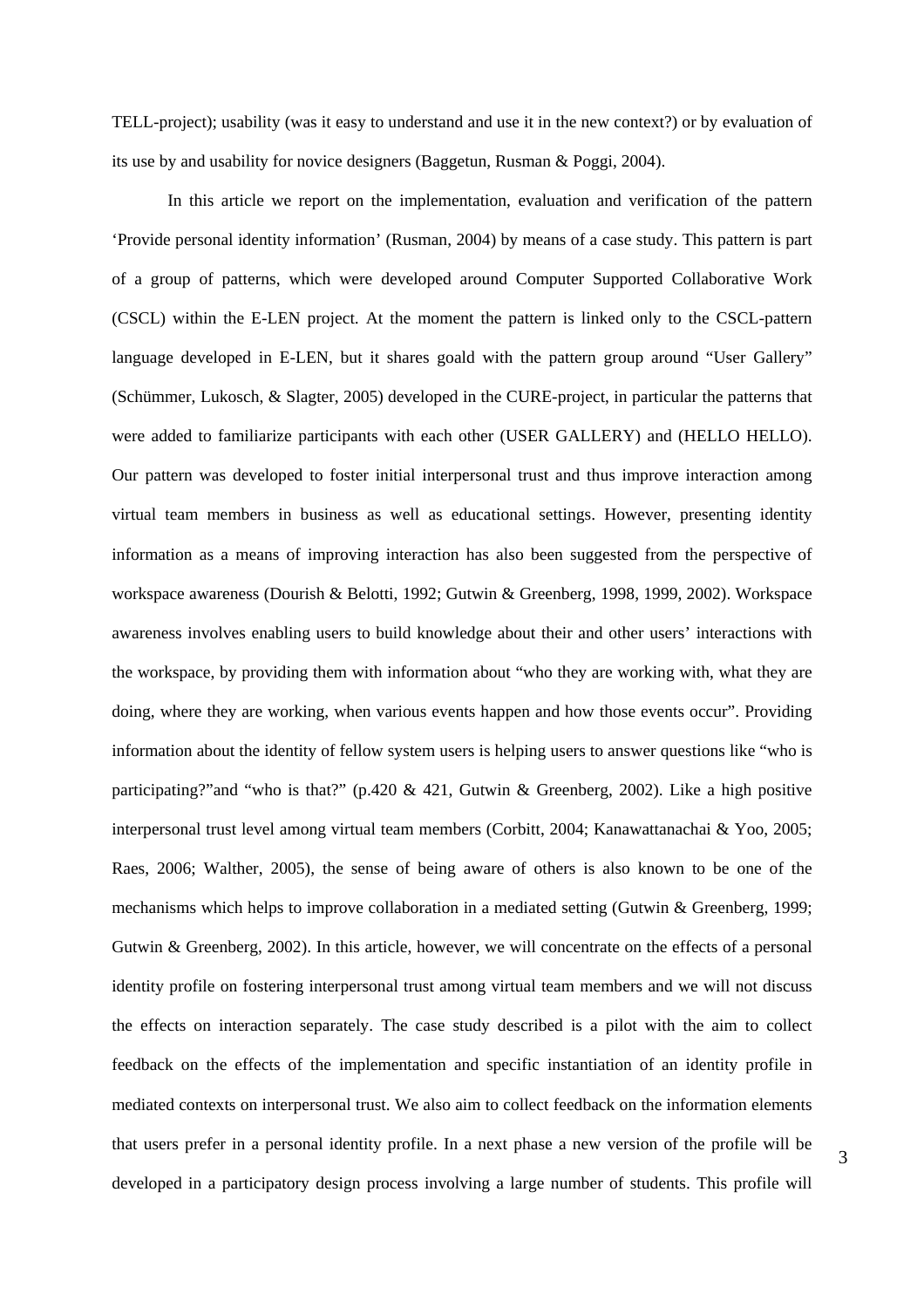TELL-project); usability (was it easy to understand and use it in the new context?) or by evaluation of its use by and usability for novice designers (Baggetun, Rusman & Poggi, 2004).

In this article we report on the implementation, evaluation and verification of the pattern 'Provide personal identity information' (Rusman, 2004) by means of a case study. This pattern is part of a group of patterns, which were developed around Computer Supported Collaborative Work (CSCL) within the E-LEN project. At the moment the pattern is linked only to the CSCL-pattern language developed in E-LEN, but it shares goald with the pattern group around "User Gallery" (Schümmer, Lukosch, & Slagter, 2005) developed in the CURE-project, in particular the patterns that were added to familiarize participants with each other (USER GALLERY) and (HELLO HELLO). Our pattern was developed to foster initial interpersonal trust and thus improve interaction among virtual team members in business as well as educational settings. However, presenting identity information as a means of improving interaction has also been suggested from the perspective of workspace awareness (Dourish & Belotti, 1992; Gutwin & Greenberg, 1998, 1999, 2002). Workspace awareness involves enabling users to build knowledge about their and other users' interactions with the workspace, by providing them with information about "who they are working with, what they are doing, where they are working, when various events happen and how those events occur". Providing information about the identity of fellow system users is helping users to answer questions like "who is participating?"and "who is that?" (p.420 & 421, Gutwin & Greenberg, 2002). Like a high positive interpersonal trust level among virtual team members (Corbitt, 2004; Kanawattanachai & Yoo, 2005; Raes, 2006; Walther, 2005), the sense of being aware of others is also known to be one of the mechanisms which helps to improve collaboration in a mediated setting (Gutwin & Greenberg, 1999; Gutwin & Greenberg, 2002). In this article, however, we will concentrate on the effects of a personal identity profile on fostering interpersonal trust among virtual team members and we will not discuss the effects on interaction separately. The case study described is a pilot with the aim to collect feedback on the effects of the implementation and specific instantiation of an identity profile in mediated contexts on interpersonal trust. We also aim to collect feedback on the information elements that users prefer in a personal identity profile. In a next phase a new version of the profile will be developed in a participatory design process involving a large number of students. This profile will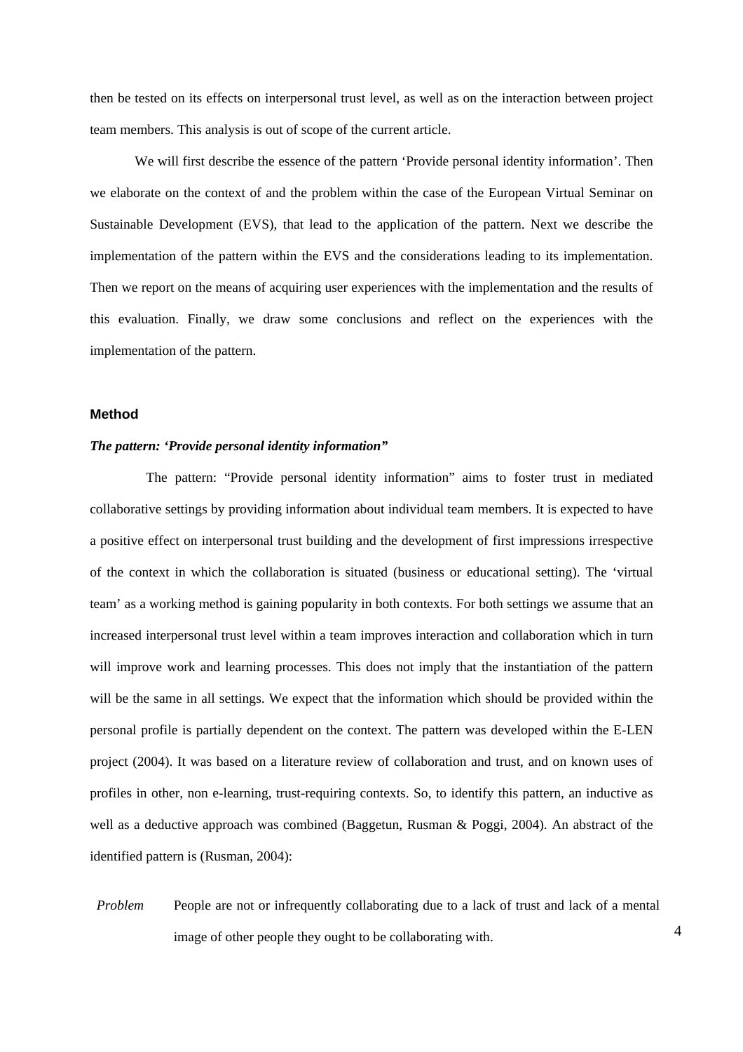then be tested on its effects on interpersonal trust level, as well as on the interaction between project team members. This analysis is out of scope of the current article.

We will first describe the essence of the pattern 'Provide personal identity information'. Then we elaborate on the context of and the problem within the case of the European Virtual Seminar on Sustainable Development (EVS), that lead to the application of the pattern. Next we describe the implementation of the pattern within the EVS and the considerations leading to its implementation. Then we report on the means of acquiring user experiences with the implementation and the results of this evaluation. Finally, we draw some conclusions and reflect on the experiences with the implementation of the pattern.

## Method

### *The pattern: 'Provide personal identity information"*

The pattern: "Provide personal identity information" aims to foster trust in mediated collaborative settings by providing information about individual team members. It is expected to have a positive effect on interpersonal trust building and the development of first impressions irrespective of the context in which the collaboration is situated (business or educational setting). The 'virtual team' as a working method is gaining popularity in both contexts. For both settings we assume that an increased interpersonal trust level within a team improves interaction and collaboration which in turn will improve work and learning processes. This does not imply that the instantiation of the pattern will be the same in all settings. We expect that the information which should be provided within the personal profile is partially dependent on the context. The pattern was developed within the E-LEN project (2004). It was based on a literature review of collaboration and trust, and on known uses of profiles in other, non e-learning, trust-requiring contexts. So, to identify this pattern, an inductive as well as a deductive approach was combined (Baggetun, Rusman & Poggi, 2004). An abstract of the identified pattern is (Rusman, 2004):

*Problem* People are not or infrequently collaborating due to a lack of trust and lack of a mental image of other people they ought to be collaborating with.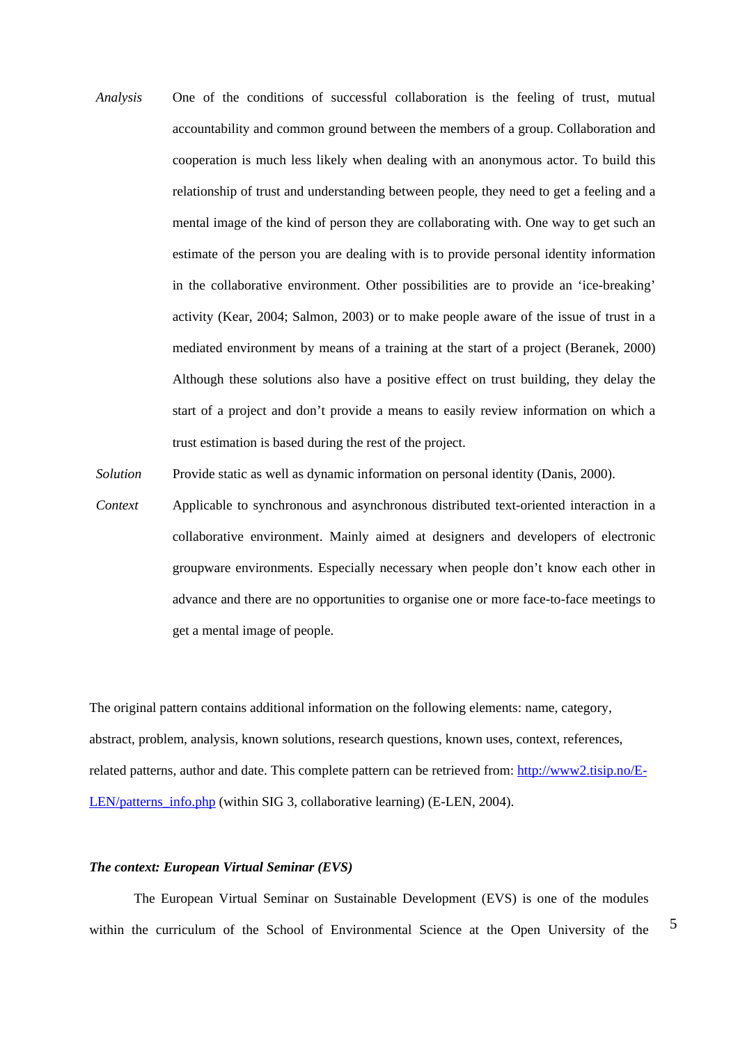*Analysis* One of the conditions of successful collaboration is the feeling of trust, mutual accountability and common ground between the members of a group. Collaboration and cooperation is much less likely when dealing with an anonymous actor. To build this relationship of trust and understanding between people, they need to get a feeling and a mental image of the kind of person they are collaborating with. One way to get such an estimate of the person you are dealing with is to provide personal identity information in the collaborative environment. Other possibilities are to provide an 'ice-breaking' activity (Kear, 2004; Salmon, 2003) or to make people aware of the issue of trust in a mediated environment by means of a training at the start of a project (Beranek, 2000) Although these solutions also have a positive effect on trust building, they delay the start of a project and don't provide a means to easily review information on which a trust estimation is based during the rest of the project.

*Solution* Provide static as well as dynamic information on personal identity (Danis, 2000).

*Context* Applicable to synchronous and asynchronous distributed text-oriented interaction in a collaborative environment. Mainly aimed at designers and developers of electronic groupware environments. Especially necessary when people don't know each other in advance and there are no opportunities to organise one or more face-to-face meetings to get a mental image of people.

The original pattern contains additional information on the following elements: name, category, abstract, problem, analysis, known solutions, research questions, known uses, context, references, related patterns, author and date. This complete pattern can be retrieved from: http://www2.tisip.no/E-LEN/patterns_info.php (within SIG 3, collaborative learning) (E-LEN, 2004).

***The context: European Virtual Seminar (EVS)***

The European Virtual Seminar on Sustainable Development (EVS) is one of the modules within the curriculum of the School of Environmental Science at the Open University of the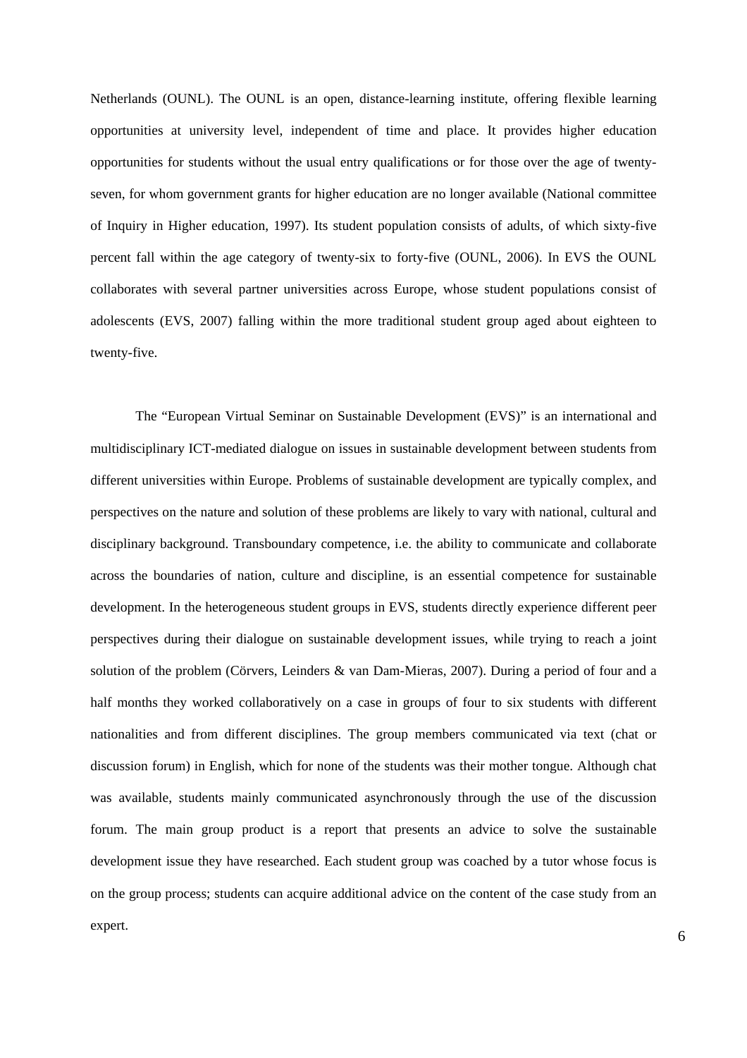Netherlands (OUNL). The OUNL is an open, distance-learning institute, offering flexible learning opportunities at university level, independent of time and place. It provides higher education opportunities for students without the usual entry qualifications or for those over the age of twenty-seven, for whom government grants for higher education are no longer available (National committee of Inquiry in Higher education, 1997). Its student population consists of adults, of which sixty-five percent fall within the age category of twenty-six to forty-five (OUNL, 2006). In EVS the OUNL collaborates with several partner universities across Europe, whose student populations consist of adolescents (EVS, 2007) falling within the more traditional student group aged about eighteen to twenty-five.

The "European Virtual Seminar on Sustainable Development (EVS)" is an international and multidisciplinary ICT-mediated dialogue on issues in sustainable development between students from different universities within Europe. Problems of sustainable development are typically complex, and perspectives on the nature and solution of these problems are likely to vary with national, cultural and disciplinary background. Transboundary competence, i.e. the ability to communicate and collaborate across the boundaries of nation, culture and discipline, is an essential competence for sustainable development. In the heterogeneous student groups in EVS, students directly experience different peer perspectives during their dialogue on sustainable development issues, while trying to reach a joint solution of the problem (Cörvers, Leinders & van Dam-Mieras, 2007). During a period of four and a half months they worked collaboratively on a case in groups of four to six students with different nationalities and from different disciplines. The group members communicated via text (chat or discussion forum) in English, which for none of the students was their mother tongue. Although chat was available, students mainly communicated asynchronously through the use of the discussion forum. The main group product is a report that presents an advice to solve the sustainable development issue they have researched. Each student group was coached by a tutor whose focus is on the group process; students can acquire additional advice on the content of the case study from an expert.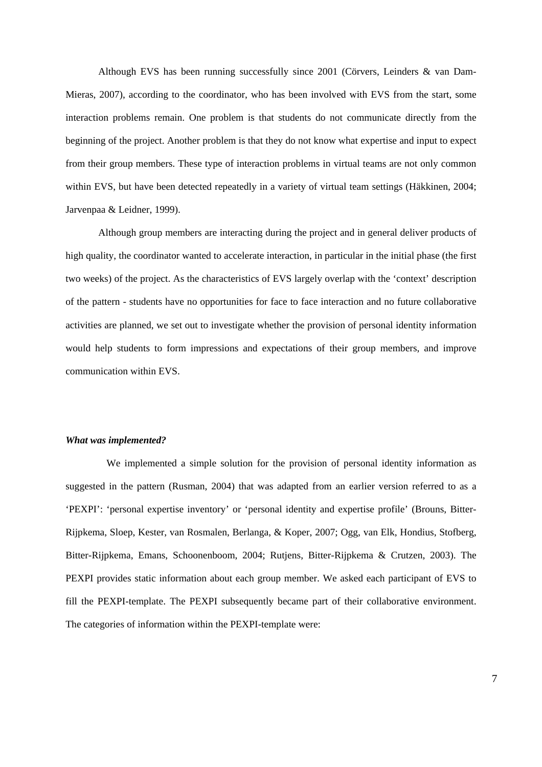Although EVS has been running successfully since 2001 (Cörvers, Leinders & van Dam-Mieras, 2007), according to the coordinator, who has been involved with EVS from the start, some interaction problems remain. One problem is that students do not communicate directly from the beginning of the project. Another problem is that they do not know what expertise and input to expect from their group members. These type of interaction problems in virtual teams are not only common within EVS, but have been detected repeatedly in a variety of virtual team settings (Häkkinen, 2004; Jarvenpaa & Leidner, 1999).

Although group members are interacting during the project and in general deliver products of high quality, the coordinator wanted to accelerate interaction, in particular in the initial phase (the first two weeks) of the project. As the characteristics of EVS largely overlap with the 'context' description of the pattern - students have no opportunities for face to face interaction and no future collaborative activities are planned, we set out to investigate whether the provision of personal identity information would help students to form impressions and expectations of their group members, and improve communication within EVS.

***What was implemented?***

We implemented a simple solution for the provision of personal identity information as suggested in the pattern (Rusman, 2004) that was adapted from an earlier version referred to as a 'PEXPI': 'personal expertise inventory' or 'personal identity and expertise profile' (Brouns, Bitter-Rijpkema, Sloep, Kester, van Rosmalen, Berlanga, & Koper, 2007; Ogg, van Elk, Hondius, Stofberg, Bitter-Rijpkema, Emans, Schoonenboom, 2004; Rutjens, Bitter-Rijpkema & Crutzen, 2003). The PEXPI provides static information about each group member. We asked each participant of EVS to fill the PEXPI-template. The PEXPI subsequently became part of their collaborative environment. The categories of information within the PEXPI-template were: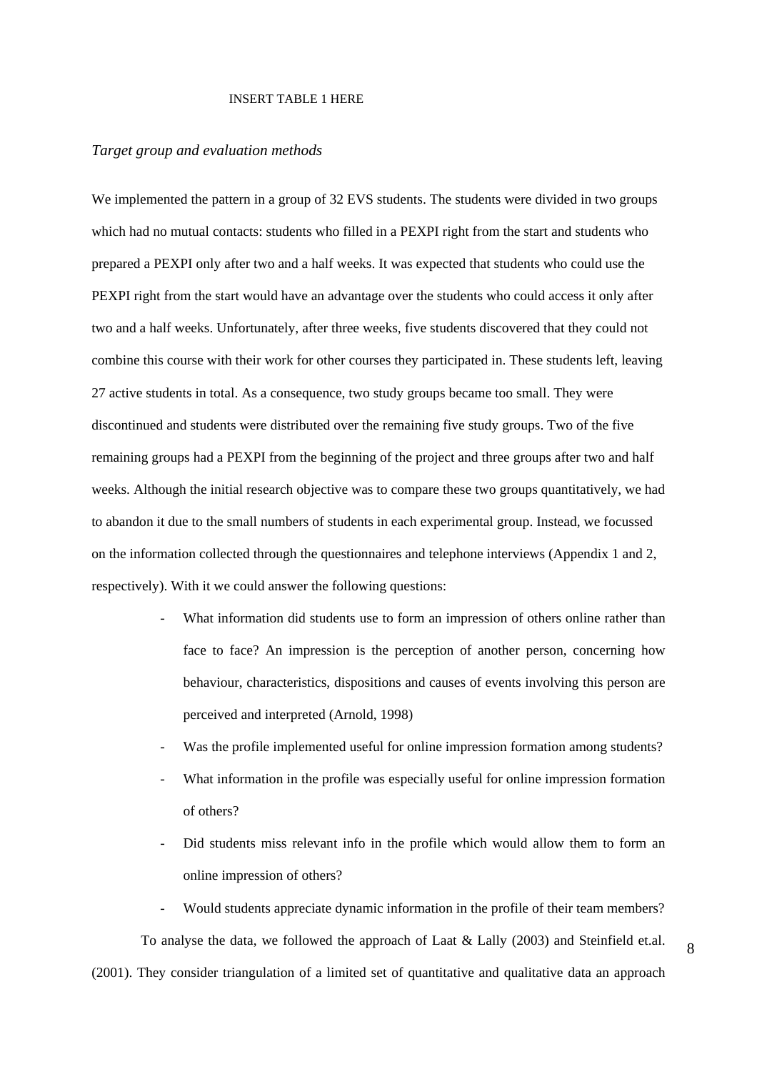INSERT TABLE 1 HERE

*Target group and evaluation methods*

We implemented the pattern in a group of 32 EVS students. The students were divided in two groups which had no mutual contacts: students who filled in a PEXPI right from the start and students who prepared a PEXPI only after two and a half weeks. It was expected that students who could use the PEXPI right from the start would have an advantage over the students who could access it only after two and a half weeks. Unfortunately, after three weeks, five students discovered that they could not combine this course with their work for other courses they participated in. These students left, leaving 27 active students in total. As a consequence, two study groups became too small. They were discontinued and students were distributed over the remaining five study groups. Two of the five remaining groups had a PEXPI from the beginning of the project and three groups after two and half weeks. Although the initial research objective was to compare these two groups quantitatively, we had to abandon it due to the small numbers of students in each experimental group. Instead, we focussed on the information collected through the questionnaires and telephone interviews (Appendix 1 and 2, respectively). With it we could answer the following questions:

- What information did students use to form an impression of others online rather than face to face? An impression is the perception of another person, concerning how behaviour, characteristics, dispositions and causes of events involving this person are perceived and interpreted (Arnold, 1998)
- Was the profile implemented useful for online impression formation among students?
- What information in the profile was especially useful for online impression formation of others?
- Did students miss relevant info in the profile which would allow them to form an online impression of others?
- Would students appreciate dynamic information in the profile of their team members?

To analyse the data, we followed the approach of Laat & Lally (2003) and Steinfield et.al. (2001). They consider triangulation of a limited set of quantitative and qualitative data an approach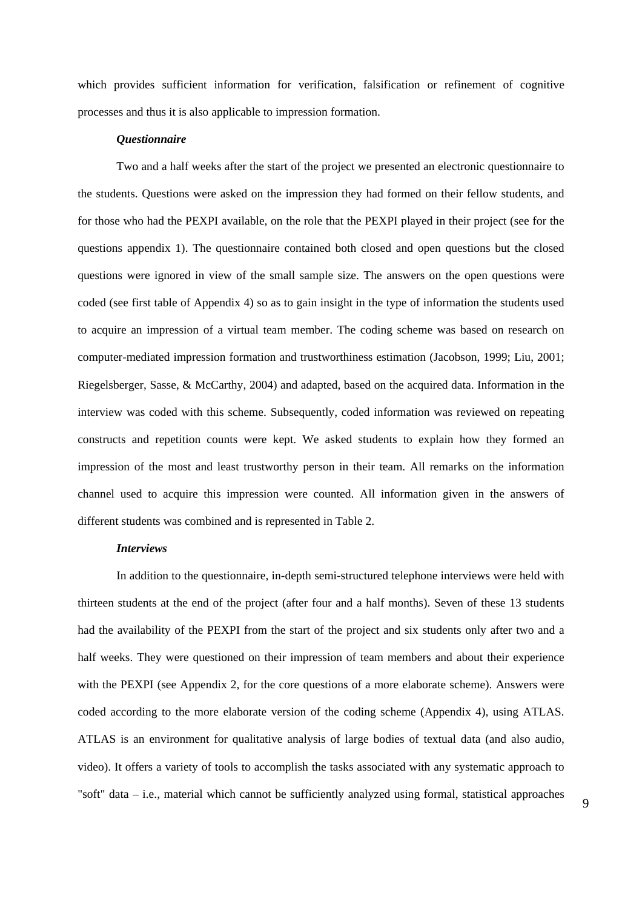which provides sufficient information for verification, falsification or refinement of cognitive processes and thus it is also applicable to impression formation.

### *Questionnaire*

Two and a half weeks after the start of the project we presented an electronic questionnaire to the students. Questions were asked on the impression they had formed on their fellow students, and for those who had the PEXPI available, on the role that the PEXPI played in their project (see for the questions appendix 1). The questionnaire contained both closed and open questions but the closed questions were ignored in view of the small sample size. The answers on the open questions were coded (see first table of Appendix 4) so as to gain insight in the type of information the students used to acquire an impression of a virtual team member. The coding scheme was based on research on computer-mediated impression formation and trustworthiness estimation (Jacobson, 1999; Liu, 2001; Riegelsberger, Sasse, & McCarthy, 2004) and adapted, based on the acquired data. Information in the interview was coded with this scheme. Subsequently, coded information was reviewed on repeating constructs and repetition counts were kept. We asked students to explain how they formed an impression of the most and least trustworthy person in their team. All remarks on the information channel used to acquire this impression were counted. All information given in the answers of different students was combined and is represented in Table 2.

### *Interviews*

In addition to the questionnaire, in-depth semi-structured telephone interviews were held with thirteen students at the end of the project (after four and a half months). Seven of these 13 students had the availability of the PEXPI from the start of the project and six students only after two and a half weeks. They were questioned on their impression of team members and about their experience with the PEXPI (see Appendix 2, for the core questions of a more elaborate scheme). Answers were coded according to the more elaborate version of the coding scheme (Appendix 4), using ATLAS. ATLAS is an environment for qualitative analysis of large bodies of textual data (and also audio, video). It offers a variety of tools to accomplish the tasks associated with any systematic approach to "soft" data – i.e., material which cannot be sufficiently analyzed using formal, statistical approaches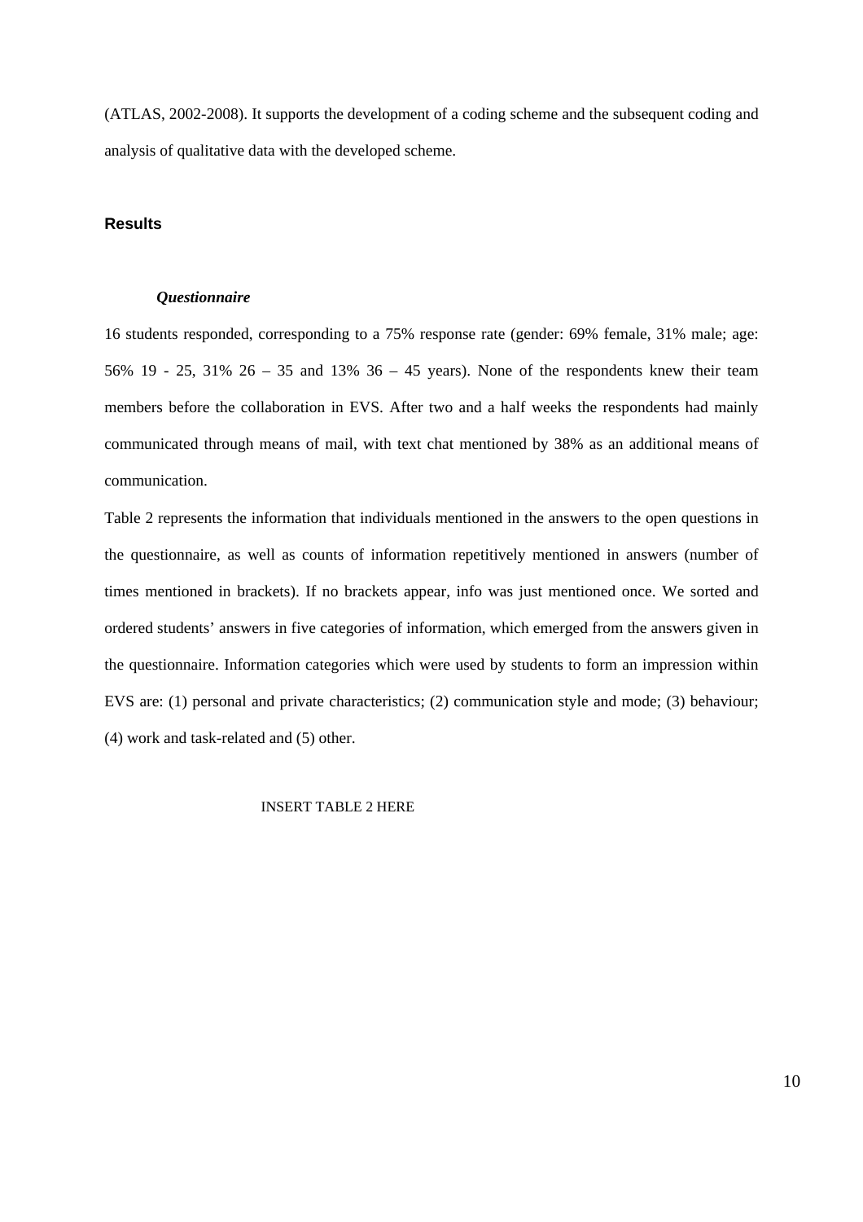(ATLAS, 2002-2008). It supports the development of a coding scheme and the subsequent coding and analysis of qualitative data with the developed scheme.

## Results

### *Questionnaire*

16 students responded, corresponding to a 75% response rate (gender: 69% female, 31% male; age: 56% 19 - 25, 31% 26 – 35 and 13% 36 – 45 years). None of the respondents knew their team members before the collaboration in EVS. After two and a half weeks the respondents had mainly communicated through means of mail, with text chat mentioned by 38% as an additional means of communication.

Table 2 represents the information that individuals mentioned in the answers to the open questions in the questionnaire, as well as counts of information repetitively mentioned in answers (number of times mentioned in brackets). If no brackets appear, info was just mentioned once. We sorted and ordered students' answers in five categories of information, which emerged from the answers given in the questionnaire. Information categories which were used by students to form an impression within EVS are: (1) personal and private characteristics; (2) communication style and mode; (3) behaviour; (4) work and task-related and (5) other.

INSERT TABLE 2 HERE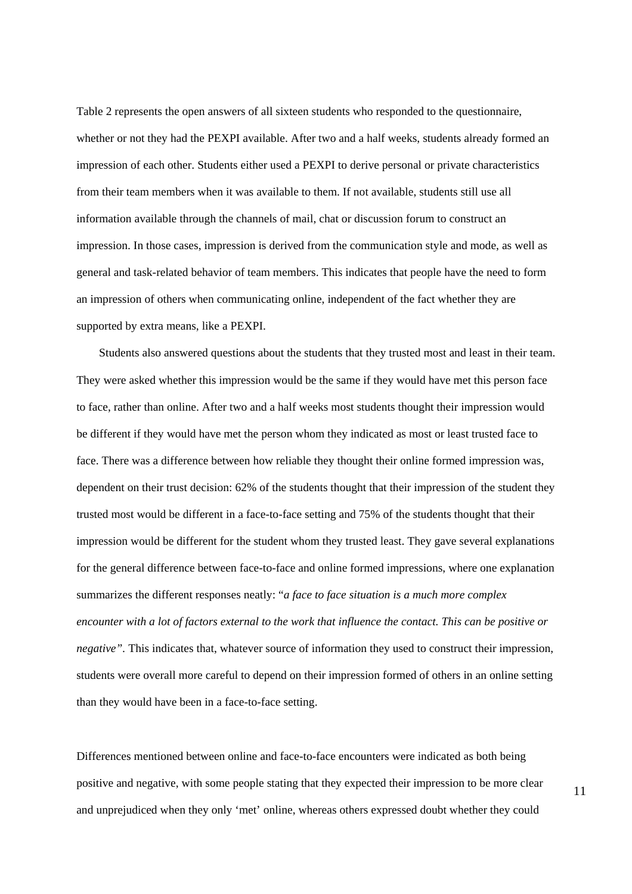Table 2 represents the open answers of all sixteen students who responded to the questionnaire, whether or not they had the PEXPI available. After two and a half weeks, students already formed an impression of each other. Students either used a PEXPI to derive personal or private characteristics from their team members when it was available to them. If not available, students still use all information available through the channels of mail, chat or discussion forum to construct an impression. In those cases, impression is derived from the communication style and mode, as well as general and task-related behavior of team members. This indicates that people have the need to form an impression of others when communicating online, independent of the fact whether they are supported by extra means, like a PEXPI.

Students also answered questions about the students that they trusted most and least in their team. They were asked whether this impression would be the same if they would have met this person face to face, rather than online. After two and a half weeks most students thought their impression would be different if they would have met the person whom they indicated as most or least trusted face to face. There was a difference between how reliable they thought their online formed impression was, dependent on their trust decision: 62% of the students thought that their impression of the student they trusted most would be different in a face-to-face setting and 75% of the students thought that their impression would be different for the student whom they trusted least. They gave several explanations for the general difference between face-to-face and online formed impressions, where one explanation summarizes the different responses neatly: "*a face to face situation is a much more complex encounter with a lot of factors external to the work that influence the contact. This can be positive or negative"*. This indicates that, whatever source of information they used to construct their impression, students were overall more careful to depend on their impression formed of others in an online setting than they would have been in a face-to-face setting.

Differences mentioned between online and face-to-face encounters were indicated as both being positive and negative, with some people stating that they expected their impression to be more clear and unprejudiced when they only 'met' online, whereas others expressed doubt whether they could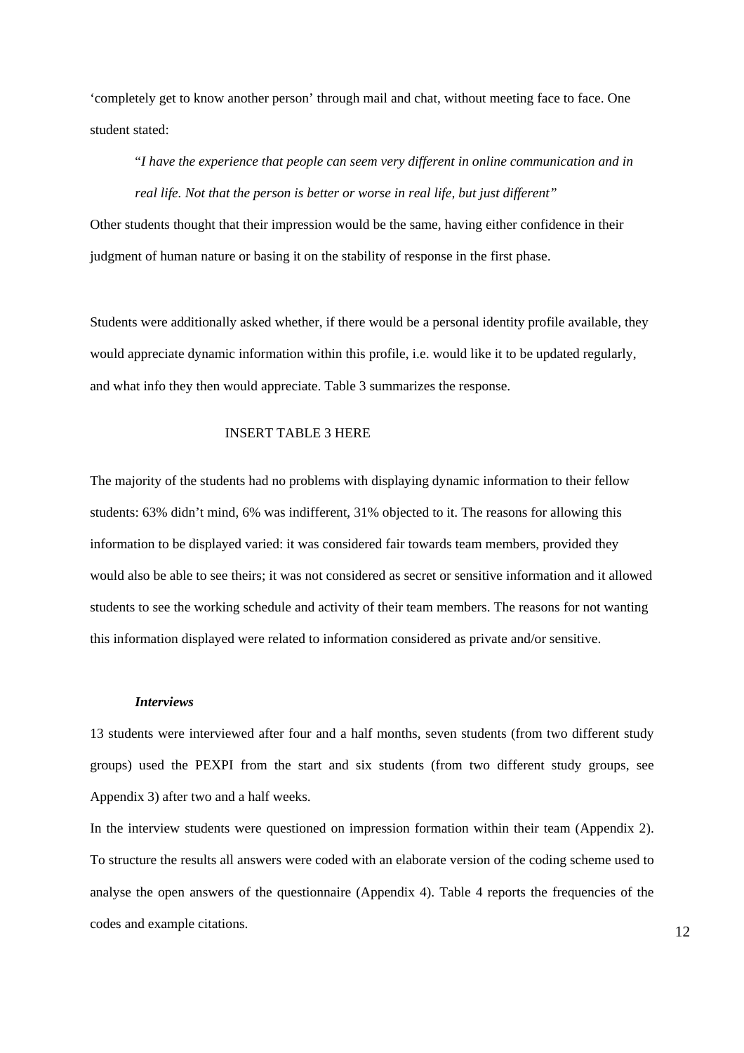‘completely get to know another person’ through mail and chat, without meeting face to face. One student stated:

> “*I have the experience that people can seem very different in online communication and in real life. Not that the person is better or worse in real life, but just different”*

Other students thought that their impression would be the same, having either confidence in their judgment of human nature or basing it on the stability of response in the first phase.

Students were additionally asked whether, if there would be a personal identity profile available, they would appreciate dynamic information within this profile, i.e. would like it to be updated regularly, and what info they then would appreciate. Table 3 summarizes the response.

INSERT TABLE 3 HERE

The majority of the students had no problems with displaying dynamic information to their fellow students: 63% didn’t mind, 6% was indifferent, 31% objected to it. The reasons for allowing this information to be displayed varied: it was considered fair towards team members, provided they would also be able to see theirs; it was not considered as secret or sensitive information and it allowed students to see the working schedule and activity of their team members. The reasons for not wanting this information displayed were related to information considered as private and/or sensitive.

### *Interviews*

13 students were interviewed after four and a half months, seven students (from two different study groups) used the PEXPI from the start and six students (from two different study groups, see Appendix 3) after two and a half weeks.

In the interview students were questioned on impression formation within their team (Appendix 2). To structure the results all answers were coded with an elaborate version of the coding scheme used to analyse the open answers of the questionnaire (Appendix 4). Table 4 reports the frequencies of the codes and example citations.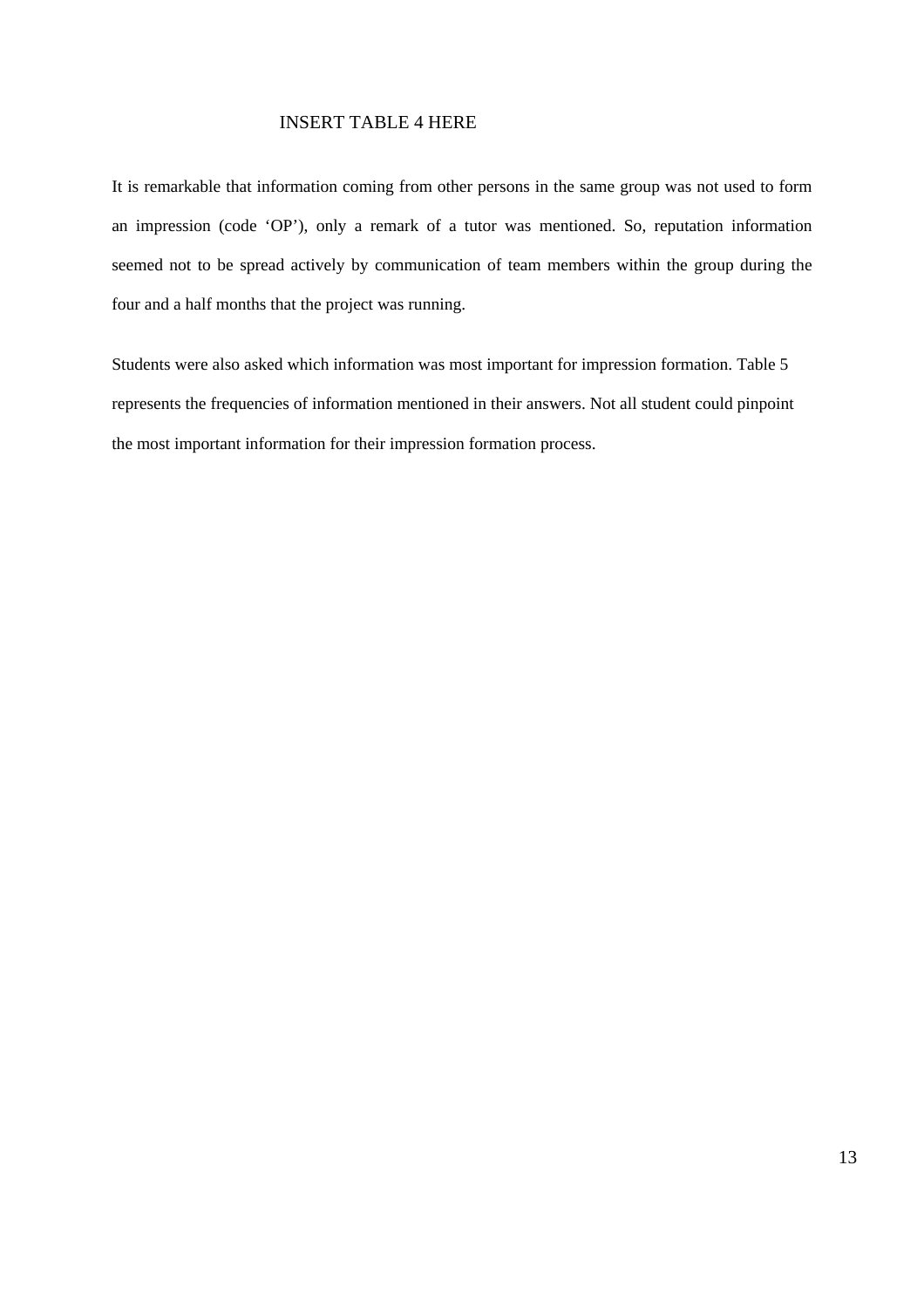INSERT TABLE 4 HERE

It is remarkable that information coming from other persons in the same group was not used to form an impression (code 'OP'), only a remark of a tutor was mentioned. So, reputation information seemed not to be spread actively by communication of team members within the group during the four and a half months that the project was running.

Students were also asked which information was most important for impression formation. Table 5 represents the frequencies of information mentioned in their answers. Not all student could pinpoint the most important information for their impression formation process.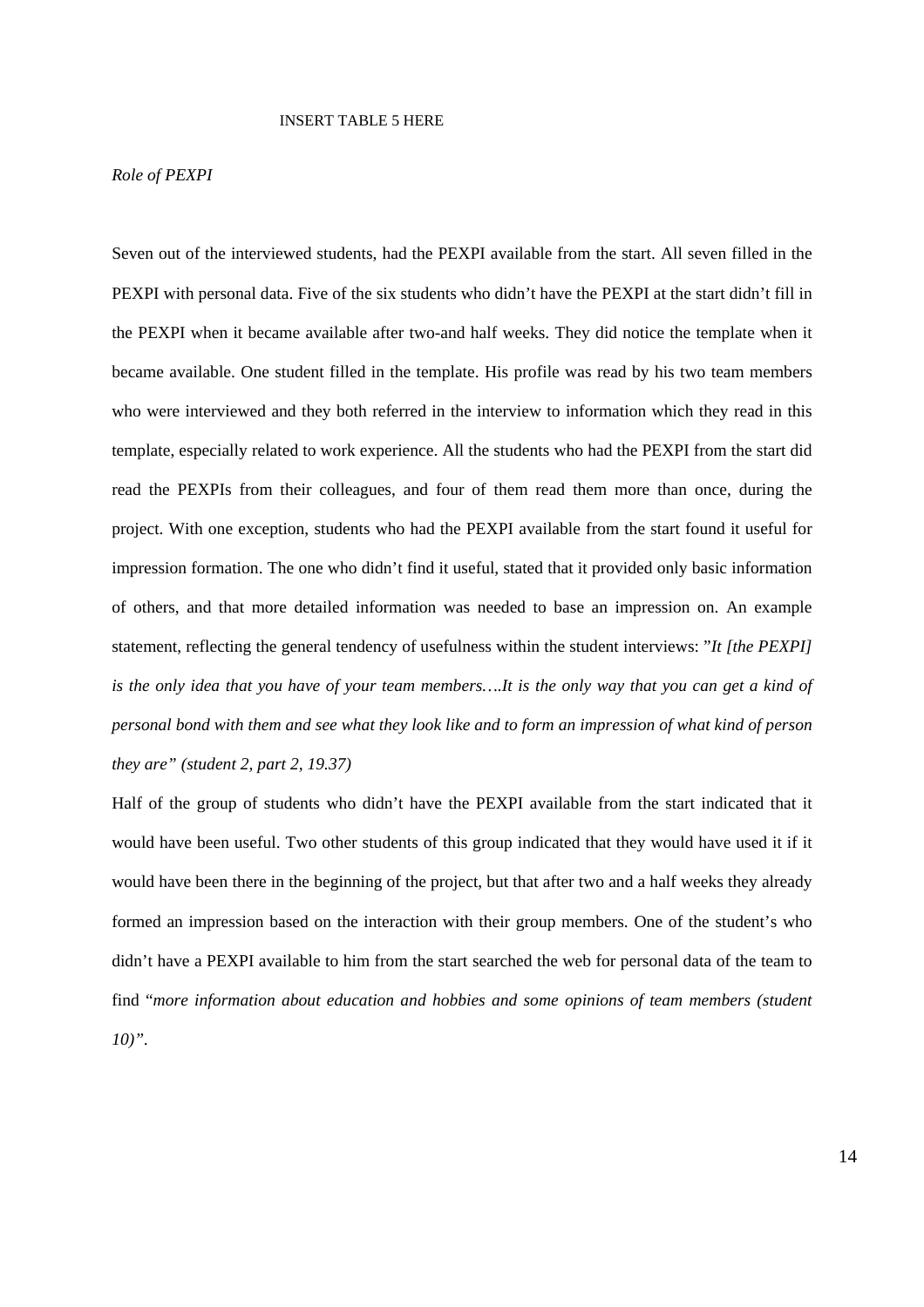INSERT TABLE 5 HERE

*Role of PEXPI*

Seven out of the interviewed students, had the PEXPI available from the start. All seven filled in the PEXPI with personal data. Five of the six students who didn't have the PEXPI at the start didn't fill in the PEXPI when it became available after two-and half weeks. They did notice the template when it became available. One student filled in the template. His profile was read by his two team members who were interviewed and they both referred in the interview to information which they read in this template, especially related to work experience. All the students who had the PEXPI from the start did read the PEXPIs from their colleagues, and four of them read them more than once, during the project. With one exception, students who had the PEXPI available from the start found it useful for impression formation. The one who didn't find it useful, stated that it provided only basic information of others, and that more detailed information was needed to base an impression on. An example statement, reflecting the general tendency of usefulness within the student interviews: "*It [the PEXPI] is the only idea that you have of your team members….It is the only way that you can get a kind of personal bond with them and see what they look like and to form an impression of what kind of person they are" (student 2, part 2, 19.37)*

Half of the group of students who didn't have the PEXPI available from the start indicated that it would have been useful. Two other students of this group indicated that they would have used it if it would have been there in the beginning of the project, but that after two and a half weeks they already formed an impression based on the interaction with their group members. One of the student's who didn't have a PEXPI available to him from the start searched the web for personal data of the team to find "*more information about education and hobbies and some opinions of team members (student 10)"*.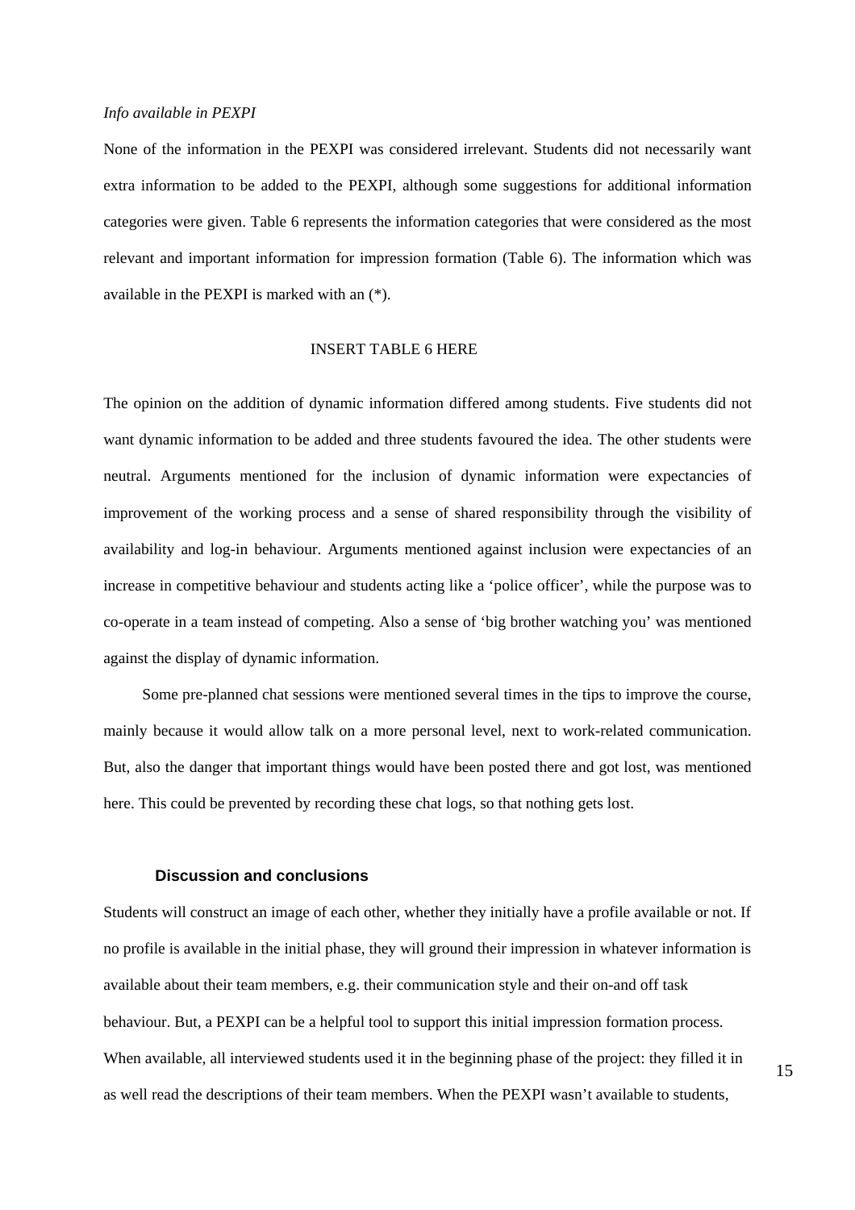*Info available in PEXPI*

None of the information in the PEXPI was considered irrelevant. Students did not necessarily want extra information to be added to the PEXPI, although some suggestions for additional information categories were given. Table 6 represents the information categories that were considered as the most relevant and important information for impression formation (Table 6). The information which was available in the PEXPI is marked with an (*).

INSERT TABLE 6 HERE

The opinion on the addition of dynamic information differed among students. Five students did not want dynamic information to be added and three students favoured the idea. The other students were neutral. Arguments mentioned for the inclusion of dynamic information were expectancies of improvement of the working process and a sense of shared responsibility through the visibility of availability and log-in behaviour. Arguments mentioned against inclusion were expectancies of an increase in competitive behaviour and students acting like a 'police officer', while the purpose was to co-operate in a team instead of competing. Also a sense of 'big brother watching you' was mentioned against the display of dynamic information.

Some pre-planned chat sessions were mentioned several times in the tips to improve the course, mainly because it would allow talk on a more personal level, next to work-related communication. But, also the danger that important things would have been posted there and got lost, was mentioned here. This could be prevented by recording these chat logs, so that nothing gets lost.

## Discussion and conclusions

Students will construct an image of each other, whether they initially have a profile available or not. If no profile is available in the initial phase, they will ground their impression in whatever information is available about their team members, e.g. their communication style and their on-and off task behaviour. But, a PEXPI can be a helpful tool to support this initial impression formation process. When available, all interviewed students used it in the beginning phase of the project: they filled it in as well read the descriptions of their team members. When the PEXPI wasn't available to students,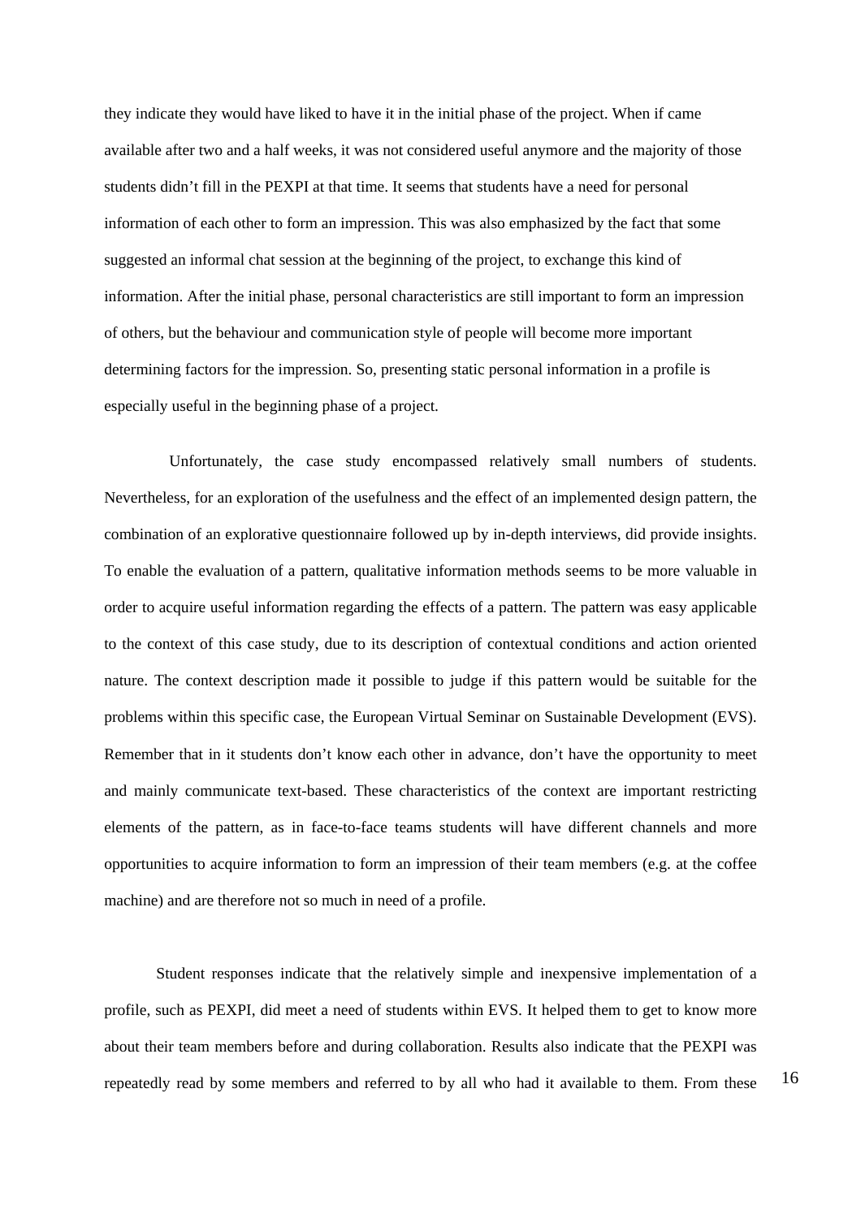they indicate they would have liked to have it in the initial phase of the project. When if came available after two and a half weeks, it was not considered useful anymore and the majority of those students didn't fill in the PEXPI at that time. It seems that students have a need for personal information of each other to form an impression. This was also emphasized by the fact that some suggested an informal chat session at the beginning of the project, to exchange this kind of information. After the initial phase, personal characteristics are still important to form an impression of others, but the behaviour and communication style of people will become more important determining factors for the impression. So, presenting static personal information in a profile is especially useful in the beginning phase of a project.

Unfortunately, the case study encompassed relatively small numbers of students. Nevertheless, for an exploration of the usefulness and the effect of an implemented design pattern, the combination of an explorative questionnaire followed up by in-depth interviews, did provide insights. To enable the evaluation of a pattern, qualitative information methods seems to be more valuable in order to acquire useful information regarding the effects of a pattern. The pattern was easy applicable to the context of this case study, due to its description of contextual conditions and action oriented nature. The context description made it possible to judge if this pattern would be suitable for the problems within this specific case, the European Virtual Seminar on Sustainable Development (EVS). Remember that in it students don't know each other in advance, don't have the opportunity to meet and mainly communicate text-based. These characteristics of the context are important restricting elements of the pattern, as in face-to-face teams students will have different channels and more opportunities to acquire information to form an impression of their team members (e.g. at the coffee machine) and are therefore not so much in need of a profile.

Student responses indicate that the relatively simple and inexpensive implementation of a profile, such as PEXPI, did meet a need of students within EVS. It helped them to get to know more about their team members before and during collaboration. Results also indicate that the PEXPI was repeatedly read by some members and referred to by all who had it available to them. From these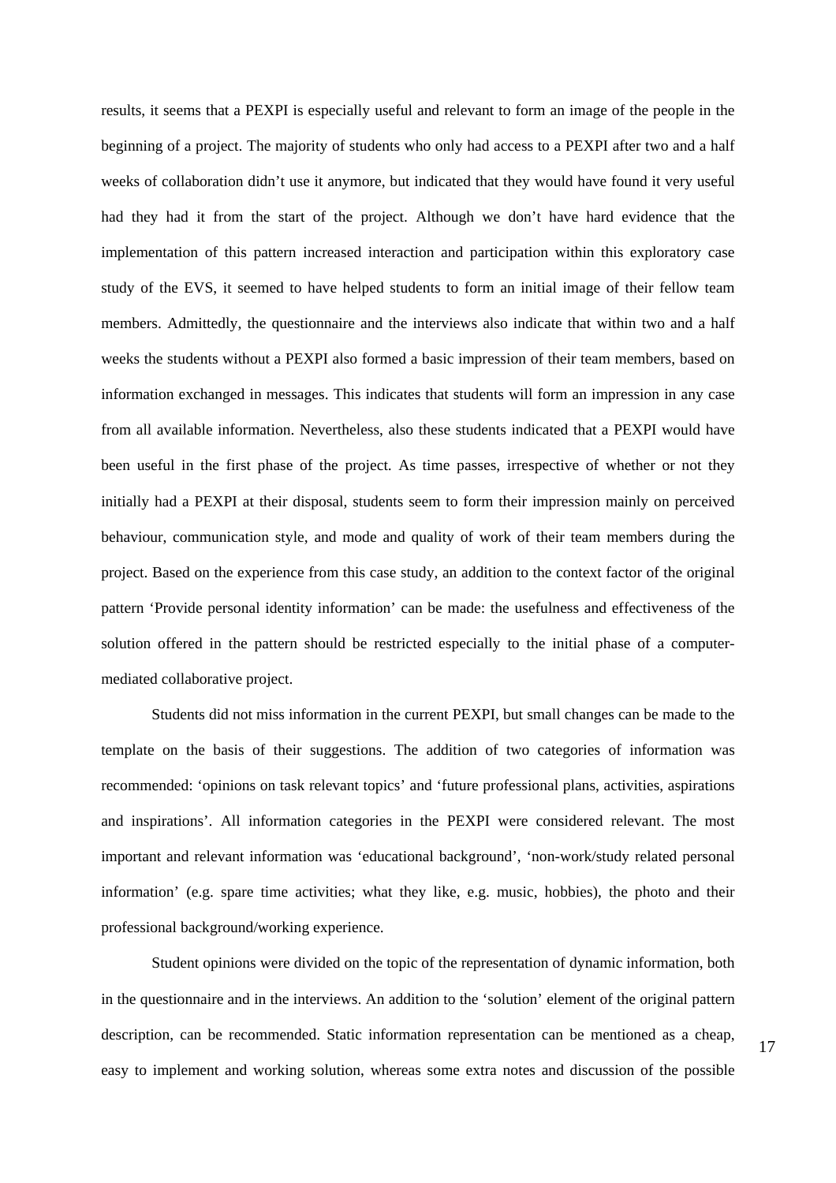results, it seems that a PEXPI is especially useful and relevant to form an image of the people in the beginning of a project. The majority of students who only had access to a PEXPI after two and a half weeks of collaboration didn't use it anymore, but indicated that they would have found it very useful had they had it from the start of the project. Although we don't have hard evidence that the implementation of this pattern increased interaction and participation within this exploratory case study of the EVS, it seemed to have helped students to form an initial image of their fellow team members. Admittedly, the questionnaire and the interviews also indicate that within two and a half weeks the students without a PEXPI also formed a basic impression of their team members, based on information exchanged in messages. This indicates that students will form an impression in any case from all available information. Nevertheless, also these students indicated that a PEXPI would have been useful in the first phase of the project. As time passes, irrespective of whether or not they initially had a PEXPI at their disposal, students seem to form their impression mainly on perceived behaviour, communication style, and mode and quality of work of their team members during the project. Based on the experience from this case study, an addition to the context factor of the original pattern 'Provide personal identity information' can be made: the usefulness and effectiveness of the solution offered in the pattern should be restricted especially to the initial phase of a computer-mediated collaborative project.

Students did not miss information in the current PEXPI, but small changes can be made to the template on the basis of their suggestions. The addition of two categories of information was recommended: 'opinions on task relevant topics' and 'future professional plans, activities, aspirations and inspirations'. All information categories in the PEXPI were considered relevant. The most important and relevant information was 'educational background', 'non-work/study related personal information' (e.g. spare time activities; what they like, e.g. music, hobbies), the photo and their professional background/working experience.

Student opinions were divided on the topic of the representation of dynamic information, both in the questionnaire and in the interviews. An addition to the 'solution' element of the original pattern description, can be recommended. Static information representation can be mentioned as a cheap, easy to implement and working solution, whereas some extra notes and discussion of the possible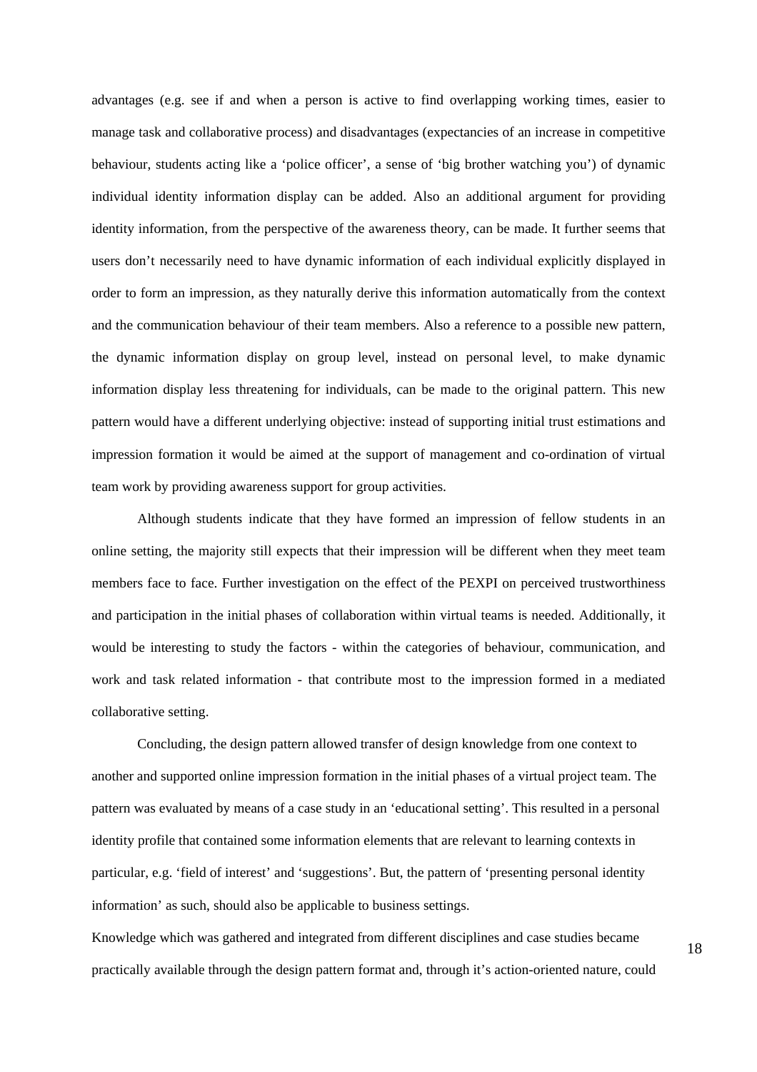advantages (e.g. see if and when a person is active to find overlapping working times, easier to manage task and collaborative process) and disadvantages (expectancies of an increase in competitive behaviour, students acting like a 'police officer', a sense of 'big brother watching you') of dynamic individual identity information display can be added. Also an additional argument for providing identity information, from the perspective of the awareness theory, can be made. It further seems that users don't necessarily need to have dynamic information of each individual explicitly displayed in order to form an impression, as they naturally derive this information automatically from the context and the communication behaviour of their team members. Also a reference to a possible new pattern, the dynamic information display on group level, instead on personal level, to make dynamic information display less threatening for individuals, can be made to the original pattern. This new pattern would have a different underlying objective: instead of supporting initial trust estimations and impression formation it would be aimed at the support of management and co-ordination of virtual team work by providing awareness support for group activities.

Although students indicate that they have formed an impression of fellow students in an online setting, the majority still expects that their impression will be different when they meet team members face to face. Further investigation on the effect of the PEXPI on perceived trustworthiness and participation in the initial phases of collaboration within virtual teams is needed. Additionally, it would be interesting to study the factors - within the categories of behaviour, communication, and work and task related information - that contribute most to the impression formed in a mediated collaborative setting.

Concluding, the design pattern allowed transfer of design knowledge from one context to another and supported online impression formation in the initial phases of a virtual project team. The pattern was evaluated by means of a case study in an 'educational setting'. This resulted in a personal identity profile that contained some information elements that are relevant to learning contexts in particular, e.g. 'field of interest' and 'suggestions'. But, the pattern of 'presenting personal identity information' as such, should also be applicable to business settings.

Knowledge which was gathered and integrated from different disciplines and case studies became practically available through the design pattern format and, through it's action-oriented nature, could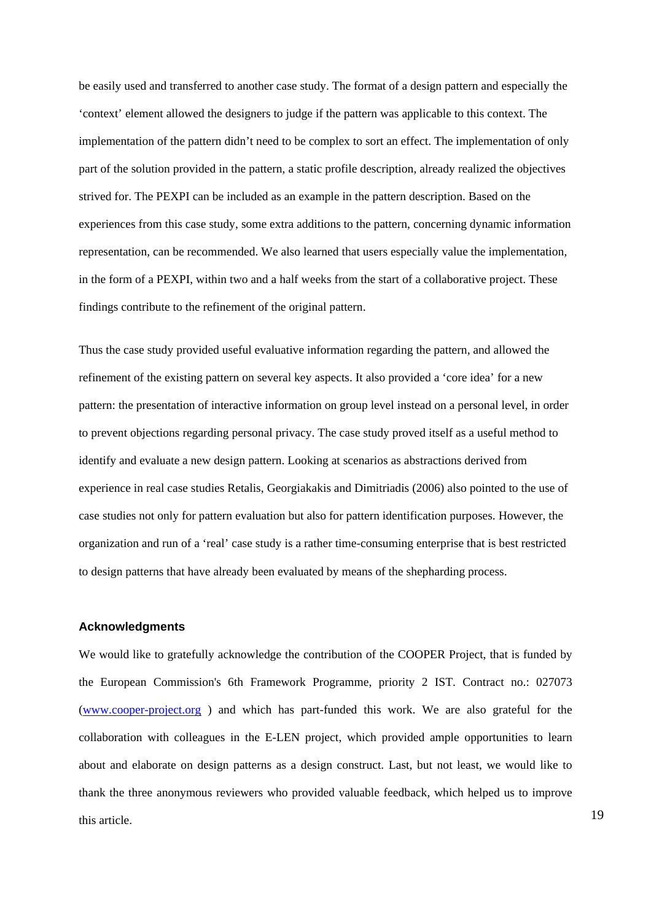be easily used and transferred to another case study. The format of a design pattern and especially the 'context' element allowed the designers to judge if the pattern was applicable to this context. The implementation of the pattern didn't need to be complex to sort an effect. The implementation of only part of the solution provided in the pattern, a static profile description, already realized the objectives strived for. The PEXPI can be included as an example in the pattern description. Based on the experiences from this case study, some extra additions to the pattern, concerning dynamic information representation, can be recommended. We also learned that users especially value the implementation, in the form of a PEXPI, within two and a half weeks from the start of a collaborative project. These findings contribute to the refinement of the original pattern.

Thus the case study provided useful evaluative information regarding the pattern, and allowed the refinement of the existing pattern on several key aspects. It also provided a 'core idea' for a new pattern: the presentation of interactive information on group level instead on a personal level, in order to prevent objections regarding personal privacy. The case study proved itself as a useful method to identify and evaluate a new design pattern. Looking at scenarios as abstractions derived from experience in real case studies Retalis, Georgiakakis and Dimitriadis (2006) also pointed to the use of case studies not only for pattern evaluation but also for pattern identification purposes. However, the organization and run of a 'real' case study is a rather time-consuming enterprise that is best restricted to design patterns that have already been evaluated by means of the shepharding process.

### Acknowledgments

We would like to gratefully acknowledge the contribution of the COOPER Project, that is funded by the European Commission's 6th Framework Programme, priority 2 IST. Contract no.: 027073 ([www.cooper-project.org](http://www.cooper-project.org) ) and which has part-funded this work. We are also grateful for the collaboration with colleagues in the E-LEN project, which provided ample opportunities to learn about and elaborate on design patterns as a design construct. Last, but not least, we would like to thank the three anonymous reviewers who provided valuable feedback, which helped us to improve this article.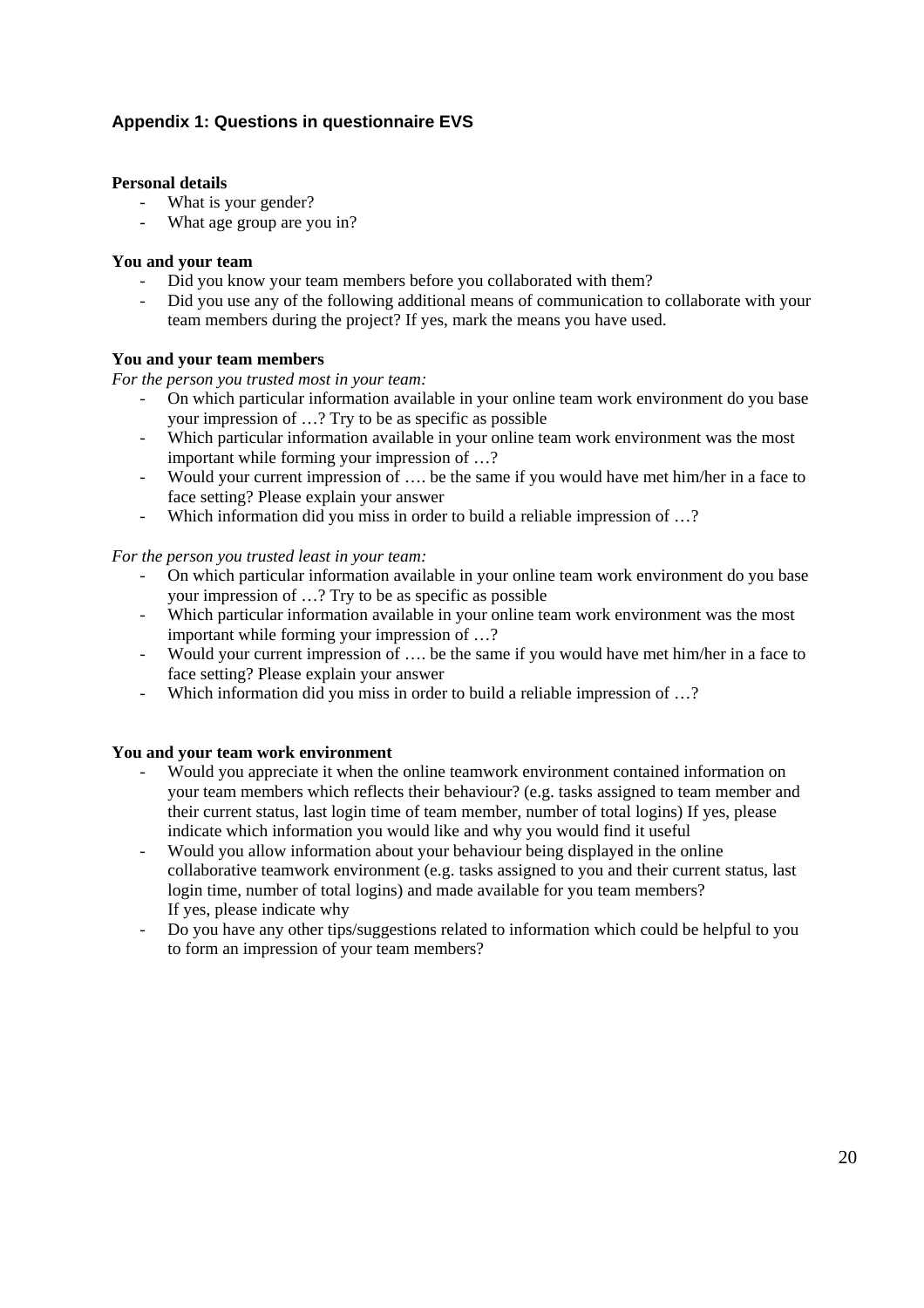## Appendix 1: Questions in questionnaire EVS

**Personal details**

- What is your gender?
- What age group are you in?

**You and your team**

- Did you know your team members before you collaborated with them?
- Did you use any of the following additional means of communication to collaborate with your team members during the project? If yes, mark the means you have used.

**You and your team members**

*For the person you trusted most in your team:*

- On which particular information available in your online team work environment do you base your impression of …? Try to be as specific as possible
- Which particular information available in your online team work environment was the most important while forming your impression of …?
- Would your current impression of …. be the same if you would have met him/her in a face to face setting? Please explain your answer
- Which information did you miss in order to build a reliable impression of …?

*For the person you trusted least in your team:*

- On which particular information available in your online team work environment do you base your impression of …? Try to be as specific as possible
- Which particular information available in your online team work environment was the most important while forming your impression of …?
- Would your current impression of …. be the same if you would have met him/her in a face to face setting? Please explain your answer
- Which information did you miss in order to build a reliable impression of …?

**You and your team work environment**

- Would you appreciate it when the online teamwork environment contained information on your team members which reflects their behaviour? (e.g. tasks assigned to team member and their current status, last login time of team member, number of total logins) If yes, please indicate which information you would like and why you would find it useful
- Would you allow information about your behaviour being displayed in the online collaborative teamwork environment (e.g. tasks assigned to you and their current status, last login time, number of total logins) and made available for you team members? If yes, please indicate why
- Do you have any other tips/suggestions related to information which could be helpful to you to form an impression of your team members?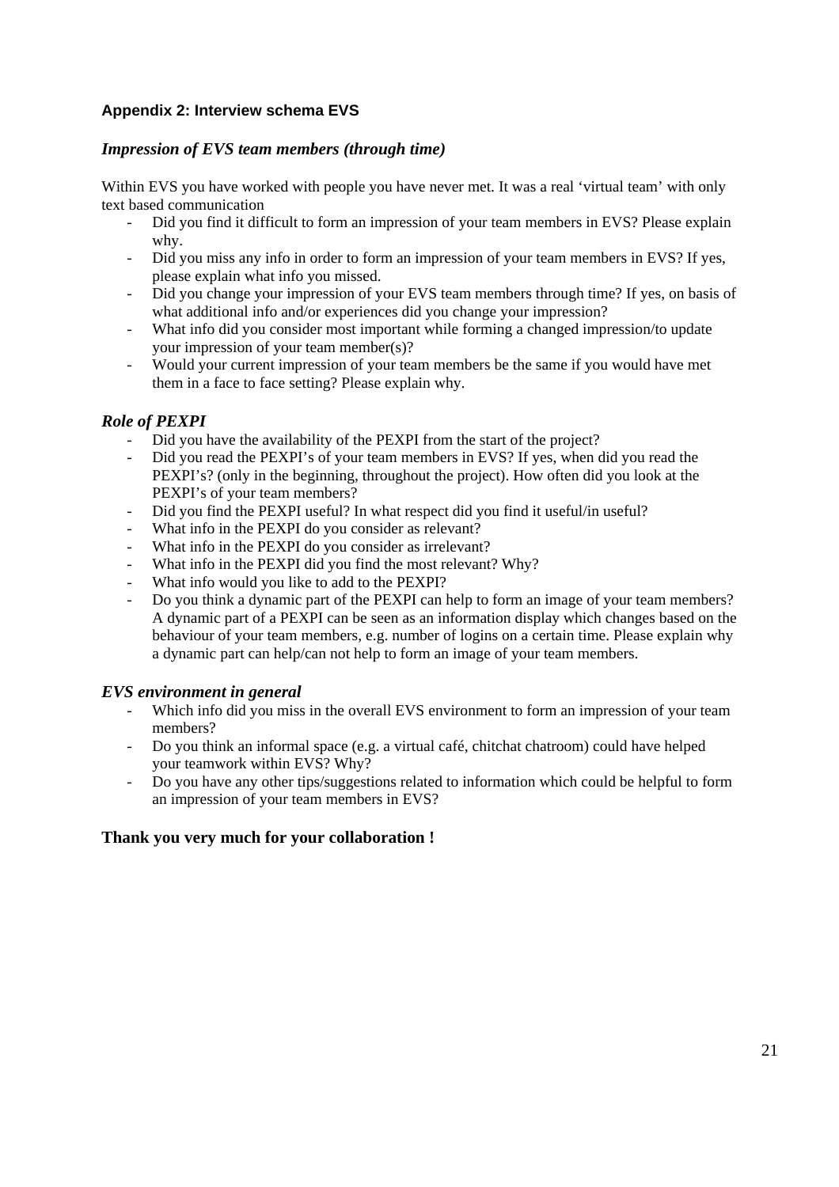## Appendix 2: Interview schema EVS

### *Impression of EVS team members (through time)*

Within EVS you have worked with people you have never met. It was a real 'virtual team' with only text based communication

- Did you find it difficult to form an impression of your team members in EVS? Please explain why.
- Did you miss any info in order to form an impression of your team members in EVS? If yes, please explain what info you missed.
- Did you change your impression of your EVS team members through time? If yes, on basis of what additional info and/or experiences did you change your impression?
- What info did you consider most important while forming a changed impression/to update your impression of your team member(s)?
- Would your current impression of your team members be the same if you would have met them in a face to face setting? Please explain why.

### *Role of PEXPI*

- Did you have the availability of the PEXPI from the start of the project?
- Did you read the PEXPI's of your team members in EVS? If yes, when did you read the PEXPI's? (only in the beginning, throughout the project). How often did you look at the PEXPI's of your team members?
- Did you find the PEXPI useful? In what respect did you find it useful/in useful?
- What info in the PEXPI do you consider as relevant?
- What info in the PEXPI do you consider as irrelevant?
- What info in the PEXPI did you find the most relevant? Why?
- What info would you like to add to the PEXPI?
- Do you think a dynamic part of the PEXPI can help to form an image of your team members? A dynamic part of a PEXPI can be seen as an information display which changes based on the behaviour of your team members, e.g. number of logins on a certain time. Please explain why a dynamic part can help/can not help to form an image of your team members.

### *EVS environment in general*

- Which info did you miss in the overall EVS environment to form an impression of your team members?
- Do you think an informal space (e.g. a virtual café, chitchat chatroom) could have helped your teamwork within EVS? Why?
- Do you have any other tips/suggestions related to information which could be helpful to form an impression of your team members in EVS?

**Thank you very much for your collaboration !**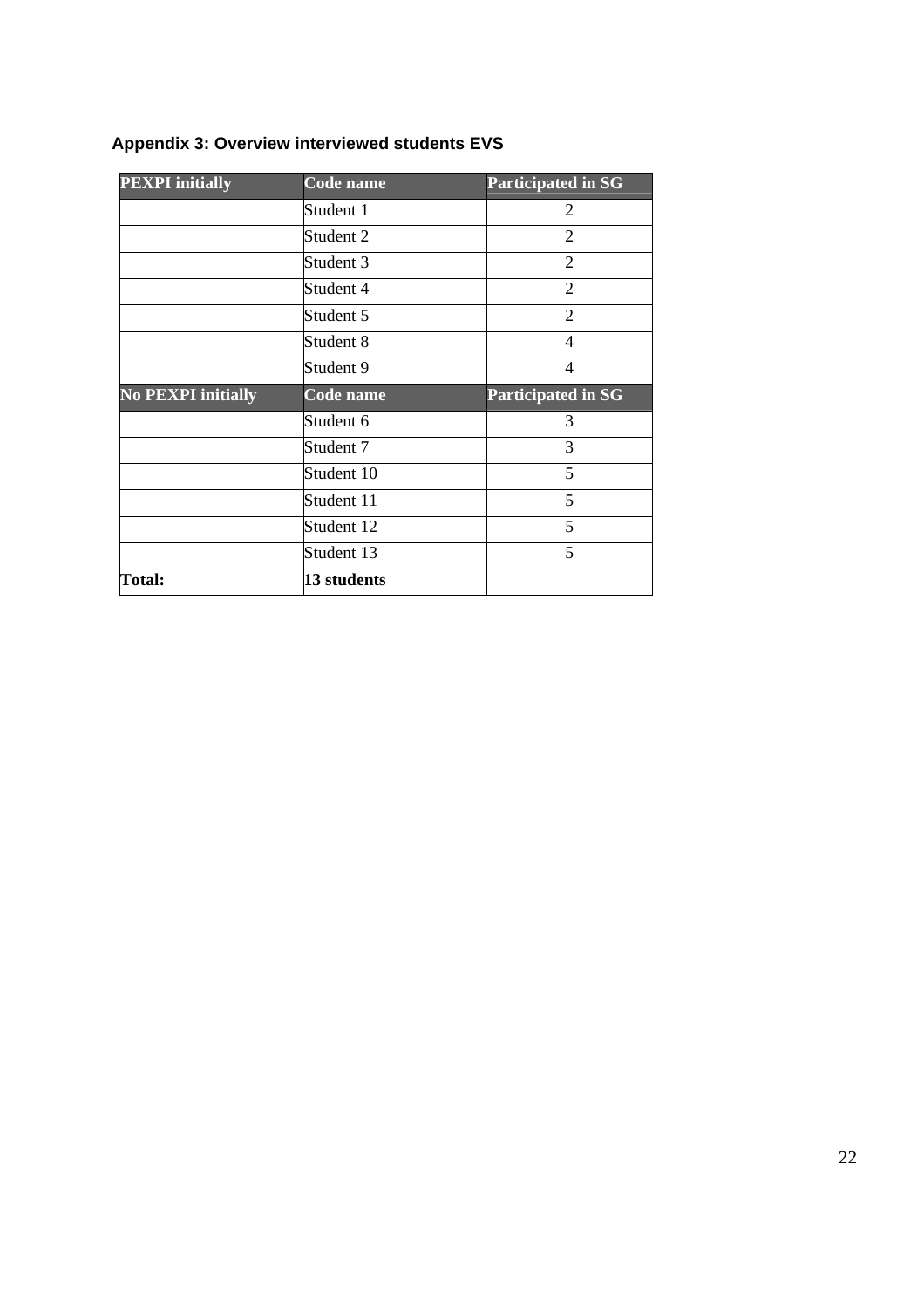### Appendix 3: Overview interviewed students EVS

| PEXPI initially | Code name | Participated in SG |
|---|---|---|
| | Student 1 | 2 |
| | Student 2 | 2 |
| | Student 3 | 2 |
| | Student 4 | 2 |
| | Student 5 | 2 |
| | Student 8 | 4 |
| | Student 9 | 4 |
| **No PEXPI initially** | **Code name** | **Participated in SG** |
| | Student 6 | 3 |
| | Student 7 | 3 |
| | Student 10 | 5 |
| | Student 11 | 5 |
| | Student 12 | 5 |
| | Student 13 | 5 |
| **Total:** | **13 students** | |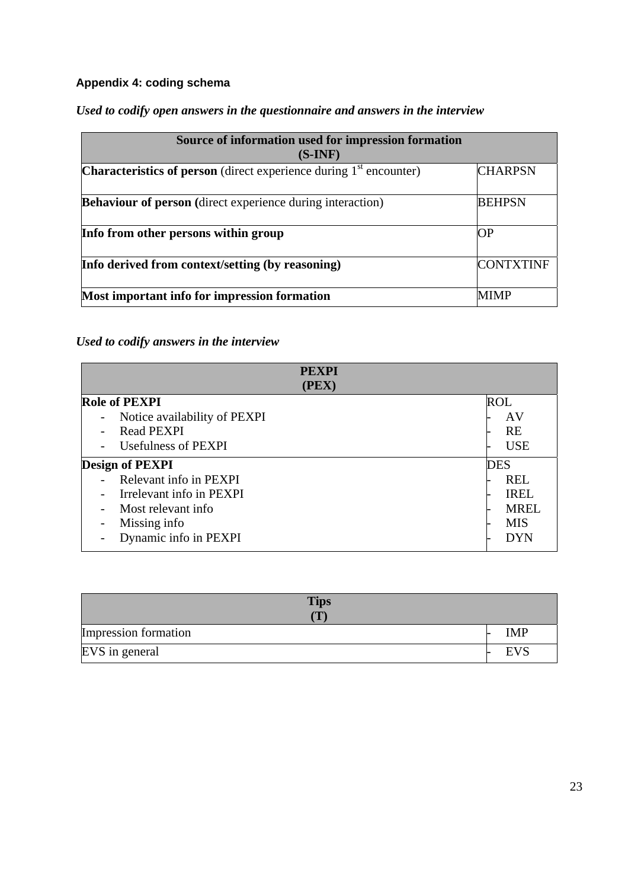### Appendix 4: coding schema

*Used to codify open answers in the questionnaire and answers in the interview*

| Source of information used for impression formation (S-INF) | |
|---|---|
| **Characteristics of person** (direct experience during 1st encounter) | CHARPSN |
| **Behaviour of person (**direct experience during interaction) | BEHPSN |
| **Info from other persons within group** | OP |
| **Info derived from context/setting (by reasoning)** | CONTXTINF |
| **Most important info for impression formation** | MIMP |

*Used to codify answers in the interview*

| PEXPI (PEX) | |
|---|---|
| **Role of PEXPI** | ROL |
| - Notice availability of PEXPI | - AV |
| - Read PEXPI | - RE |
| - Usefulness of PEXPI | - USE |
| **Design of PEXPI** | DES |
| - Relevant info in PEXPI | - REL |
| - Irrelevant info in PEXPI | - IREL |
| - Most relevant info | - MREL |
| - Missing info | - MIS |
| - Dynamic info in PEXPI | - DYN |

| Tips (T) | |
|---|---|
| Impression formation | - IMP |
| EVS in general | - EVS |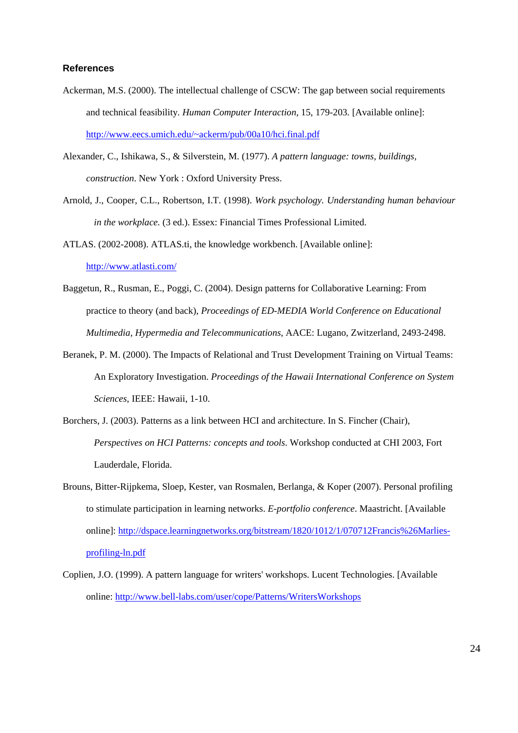### References

Ackerman, M.S. (2000). The intellectual challenge of CSCW: The gap between social requirements and technical feasibility. *Human Computer Interaction,* 15, 179-203. [Available online]: http://www.eecs.umich.edu/~ackerm/pub/00a10/hci.final.pdf

Alexander, C., Ishikawa, S., & Silverstein, M. (1977). *A pattern language: towns, buildings, construction*. New York : Oxford University Press.

Arnold, J., Cooper, C.L., Robertson, I.T. (1998). *Work psychology. Understanding human behaviour in the workplace.* (3 ed.). Essex: Financial Times Professional Limited.

ATLAS. (2002-2008). ATLAS.ti, the knowledge workbench. [Available online]: http://www.atlasti.com/

Baggetun, R., Rusman, E., Poggi, C. (2004). Design patterns for Collaborative Learning: From practice to theory (and back), *Proceedings of ED-MEDIA World Conference on Educational Multimedia, Hypermedia and Telecommunications*, AACE: Lugano, Zwitzerland, 2493-2498.

Beranek, P. M. (2000). The Impacts of Relational and Trust Development Training on Virtual Teams: An Exploratory Investigation. *Proceedings of the Hawaii International Conference on System Sciences*, IEEE: Hawaii, 1-10.

Borchers, J. (2003). Patterns as a link between HCI and architecture. In S. Fincher (Chair), *Perspectives on HCI Patterns: concepts and tools*. Workshop conducted at CHI 2003, Fort Lauderdale, Florida.

Brouns, Bitter-Rijpkema, Sloep, Kester, van Rosmalen, Berlanga, & Koper (2007). Personal profiling to stimulate participation in learning networks. *E-portfolio conference*. Maastricht. [Available online]: http://dspace.learningnetworks.org/bitstream/1820/1012/1/070712Francis%26Marlies-profiling-ln.pdf

Coplien, J.O. (1999). A pattern language for writers' workshops. Lucent Technologies. [Available online: http://www.bell-labs.com/user/cope/Patterns/WritersWorkshops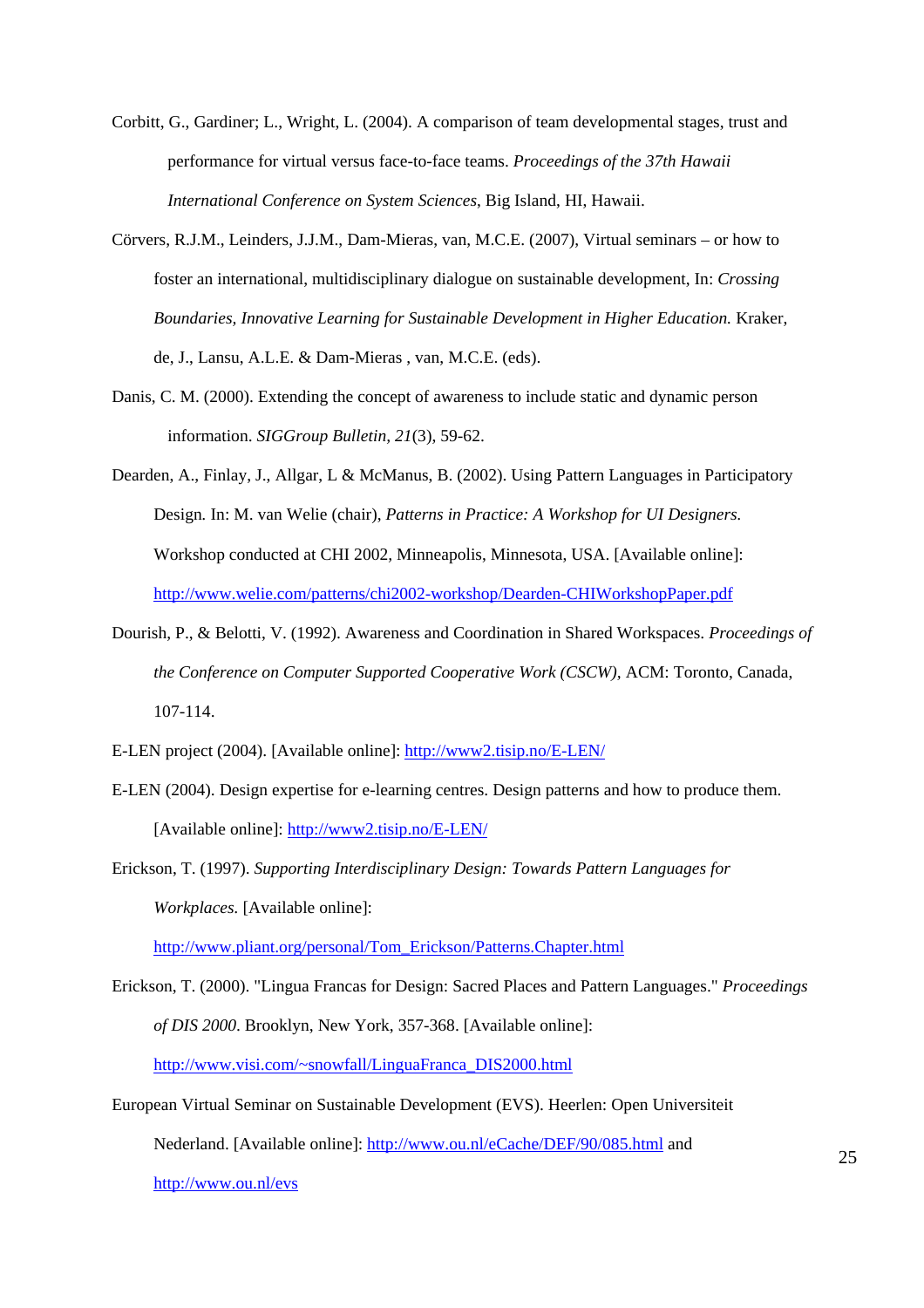Corbitt, G., Gardiner; L., Wright, L. (2004). A comparison of team developmental stages, trust and performance for virtual versus face-to-face teams. *Proceedings of the 37th Hawaii International Conference on System Sciences*, Big Island, HI, Hawaii.

Cörvers, R.J.M., Leinders, J.J.M., Dam-Mieras, van, M.C.E. (2007), Virtual seminars – or how to foster an international, multidisciplinary dialogue on sustainable development, In: *Crossing Boundaries, Innovative Learning for Sustainable Development in Higher Education.* Kraker, de, J., Lansu, A.L.E. & Dam-Mieras , van, M.C.E. (eds).

Danis, C. M. (2000). Extending the concept of awareness to include static and dynamic person information. *SIGGroup Bulletin*, *21*(3), 59-62.

Dearden, A., Finlay, J., Allgar, L & McManus, B. (2002). Using Pattern Languages in Participatory Design. In: M. van Welie (chair), *Patterns in Practice: A Workshop for UI Designers.* Workshop conducted at CHI 2002, Minneapolis, Minnesota, USA. [Available online]: http://www.welie.com/patterns/chi2002-workshop/Dearden-CHIWorkshopPaper.pdf

Dourish, P., & Belotti, V. (1992). Awareness and Coordination in Shared Workspaces. *Proceedings of the Conference on Computer Supported Cooperative Work (CSCW),* ACM: Toronto, Canada, 107-114.

E-LEN project (2004). [Available online]: http://www2.tisip.no/E-LEN/

E-LEN (2004). Design expertise for e-learning centres. Design patterns and how to produce them. [Available online]: http://www2.tisip.no/E-LEN/

Erickson, T. (1997). *Supporting Interdisciplinary Design: Towards Pattern Languages for Workplaces.* [Available online]: http://www.pliant.org/personal/Tom_Erickson/Patterns.Chapter.html

Erickson, T. (2000). "Lingua Francas for Design: Sacred Places and Pattern Languages." *Proceedings of DIS 2000*. Brooklyn, New York, 357-368. [Available online]: http://www.visi.com/~snowfall/LinguaFranca_DIS2000.html

European Virtual Seminar on Sustainable Development (EVS). Heerlen: Open Universiteit Nederland. [Available online]: http://www.ou.nl/eCache/DEF/90/085.html and http://www.ou.nl/evs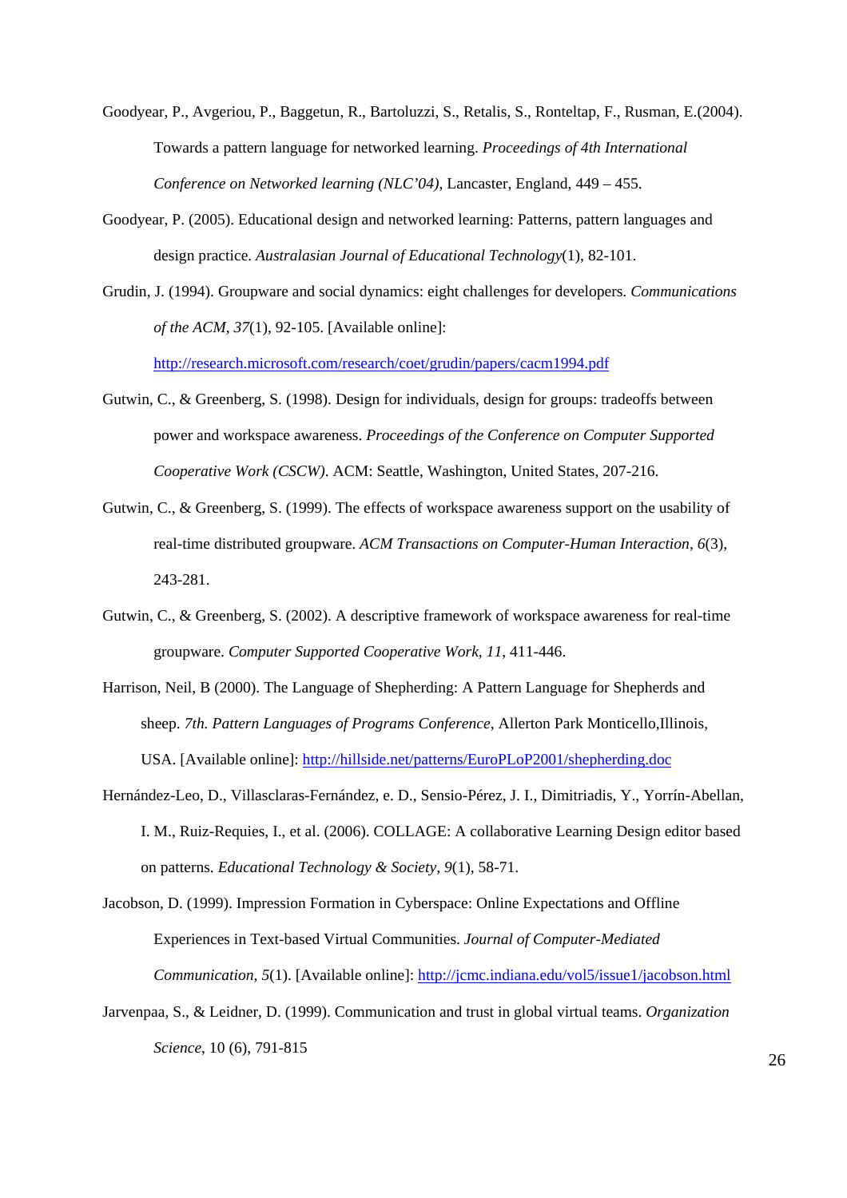Goodyear, P., Avgeriou, P., Baggetun, R., Bartoluzzi, S., Retalis, S., Ronteltap, F., Rusman, E.(2004). Towards a pattern language for networked learning. *Proceedings of 4th International Conference on Networked learning (NLC'04)*, Lancaster, England, 449 – 455.

Goodyear, P. (2005). Educational design and networked learning: Patterns, pattern languages and design practice. *Australasian Journal of Educational Technology*(1), 82-101.

Grudin, J. (1994). Groupware and social dynamics: eight challenges for developers. *Communications of the ACM, 37*(1), 92-105. [Available online]: http://research.microsoft.com/research/coet/grudin/papers/cacm1994.pdf

Gutwin, C., & Greenberg, S. (1998). Design for individuals, design for groups: tradeoffs between power and workspace awareness. *Proceedings of the Conference on Computer Supported Cooperative Work (CSCW)*. ACM: Seattle, Washington, United States, 207-216.

Gutwin, C., & Greenberg, S. (1999). The effects of workspace awareness support on the usability of real-time distributed groupware. *ACM Transactions on Computer-Human Interaction*, *6*(3), 243-281.

Gutwin, C., & Greenberg, S. (2002). A descriptive framework of workspace awareness for real-time groupware. *Computer Supported Cooperative Work, 11*, 411-446.

Harrison, Neil, B (2000). The Language of Shepherding: A Pattern Language for Shepherds and sheep. *7th. Pattern Languages of Programs Conference*, Allerton Park Monticello,Illinois, USA. [Available online]: http://hillside.net/patterns/EuroPLoP2001/shepherding.doc

Hernández-Leo, D., Villasclaras-Fernández, e. D., Sensio-Pérez, J. I., Dimitriadis, Y., Yorrín-Abellan, I. M., Ruiz-Requies, I., et al. (2006). COLLAGE: A collaborative Learning Design editor based on patterns. *Educational Technology & Society*, *9*(1), 58-71.

Jacobson, D. (1999). Impression Formation in Cyberspace: Online Expectations and Offline Experiences in Text-based Virtual Communities. *Journal of Computer-Mediated Communication, 5*(1). [Available online]: http://jcmc.indiana.edu/vol5/issue1/jacobson.html

Jarvenpaa, S., & Leidner, D. (1999). Communication and trust in global virtual teams. *Organization Science*, 10 (6), 791-815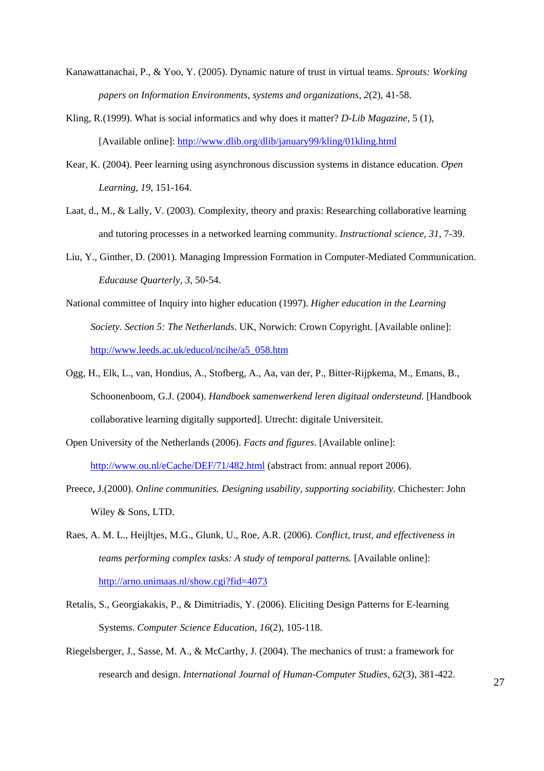Kanawattanachai, P., & Yoo, Y. (2005). Dynamic nature of trust in virtual teams. *Sprouts: Working papers on Information Environments, systems and organizations, 2*(2), 41-58.

Kling, R.(1999). What is social informatics and why does it matter? *D-Lib Magazine*, 5 (1), [Available online]: http://www.dlib.org/dlib/january99/kling/01kling.html

Kear, K. (2004). Peer learning using asynchronous discussion systems in distance education. *Open Learning, 19*, 151-164.

Laat, d., M., & Lally, V. (2003). Complexity, theory and praxis: Researching collaborative learning and tutoring processes in a networked learning community. *Instructional science, 31*, 7-39.

Liu, Y., Ginther, D. (2001). Managing Impression Formation in Computer-Mediated Communication. *Educause Quarterly, 3*, 50-54.

National committee of Inquiry into higher education (1997). *Higher education in the Learning Society. Section 5: The Netherlands*. UK, Norwich: Crown Copyright. [Available online]: http://www.leeds.ac.uk/educol/ncihe/a5_058.htm

Ogg, H., Elk, L., van, Hondius, A., Stofberg, A., Aa, van der, P., Bitter-Rijpkema, M., Emans, B., Schoonenboom, G.J. (2004). *Handboek samenwerkend leren digitaal ondersteund*. [Handbook collaborative learning digitally supported]. Utrecht: digitale Universiteit.

Open University of the Netherlands (2006). *Facts and figures*. [Available online]: http://www.ou.nl/eCache/DEF/71/482.html (abstract from: annual report 2006).

Preece, J.(2000). *Online communities. Designing usability, supporting sociability*. Chichester: John Wiley & Sons, LTD.

Raes, A. M. L., Heijltjes, M.G., Glunk, U., Roe, A.R. (2006). *Conflict, trust, and effectiveness in teams performing complex tasks: A study of temporal patterns.* [Available online]: http://arno.unimaas.nl/show.cgi?fid=4073

Retalis, S., Georgiakakis, P., & Dimitriadis, Y. (2006). Eliciting Design Patterns for E-learning Systems. *Computer Science Education, 16*(2), 105-118.

Riegelsberger, J., Sasse, M. A., & McCarthy, J. (2004). The mechanics of trust: a framework for research and design. *International Journal of Human-Computer Studies, 62*(3), 381-422.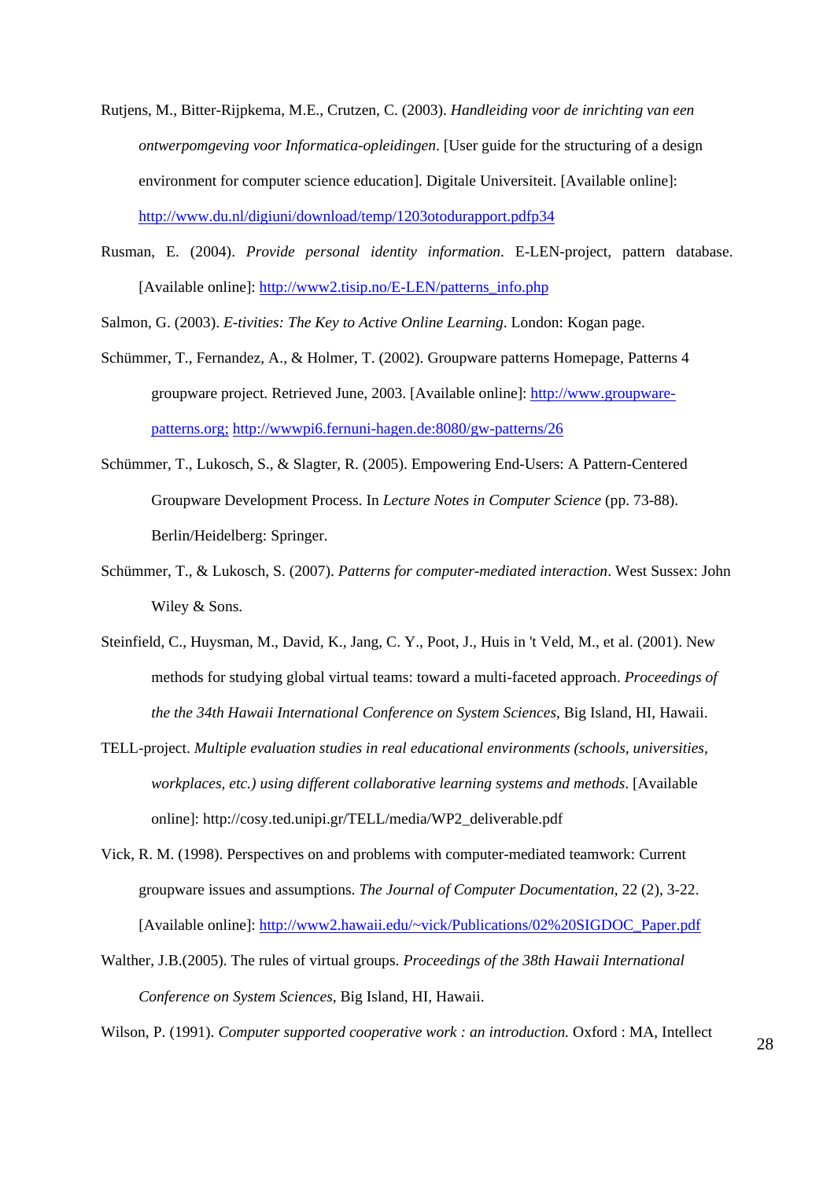Rutjens, M., Bitter-Rijpkema, M.E., Crutzen, C. (2003). *Handleiding voor de inrichting van een ontwerpomgeving voor Informatica-opleidingen*. [User guide for the structuring of a design environment for computer science education]. Digitale Universiteit. [Available online]: http://www.du.nl/digiuni/download/temp/1203otodurapport.pdfp34

Rusman, E. (2004). *Provide personal identity information*. E-LEN-project, pattern database. [Available online]: http://www2.tisip.no/E-LEN/patterns_info.php

Salmon, G. (2003). *E-tivities: The Key to Active Online Learning*. London: Kogan page.

Schümmer, T., Fernandez, A., & Holmer, T. (2002). Groupware patterns Homepage, Patterns 4 groupware project. Retrieved June, 2003. [Available online]: http://www.groupware-patterns.org; http://wwwpi6.fernuni-hagen.de:8080/gw-patterns/26

Schümmer, T., Lukosch, S., & Slagter, R. (2005). Empowering End-Users: A Pattern-Centered Groupware Development Process. In *Lecture Notes in Computer Science* (pp. 73-88). Berlin/Heidelberg: Springer.

Schümmer, T., & Lukosch, S. (2007). *Patterns for computer-mediated interaction*. West Sussex: John Wiley & Sons.

Steinfield, C., Huysman, M., David, K., Jang, C. Y., Poot, J., Huis in 't Veld, M., et al. (2001). New methods for studying global virtual teams: toward a multi-faceted approach. *Proceedings of the the 34th Hawaii International Conference on System Sciences*, Big Island, HI, Hawaii.

TELL-project. *Multiple evaluation studies in real educational environments (schools, universities, workplaces, etc.) using different collaborative learning systems and methods*. [Available online]: http://cosy.ted.unipi.gr/TELL/media/WP2_deliverable.pdf

Vick, R. M. (1998). Perspectives on and problems with computer-mediated teamwork: Current groupware issues and assumptions. *The Journal of Computer Documentation*, 22 (2), 3-22. [Available online]: http://www2.hawaii.edu/~vick/Publications/02%20SIGDOC_Paper.pdf

Walther, J.B.(2005). The rules of virtual groups. *Proceedings of the 38th Hawaii International Conference on System Sciences*, Big Island, HI, Hawaii.

Wilson, P. (1991). *Computer supported cooperative work : an introduction.* Oxford : MA, Intellect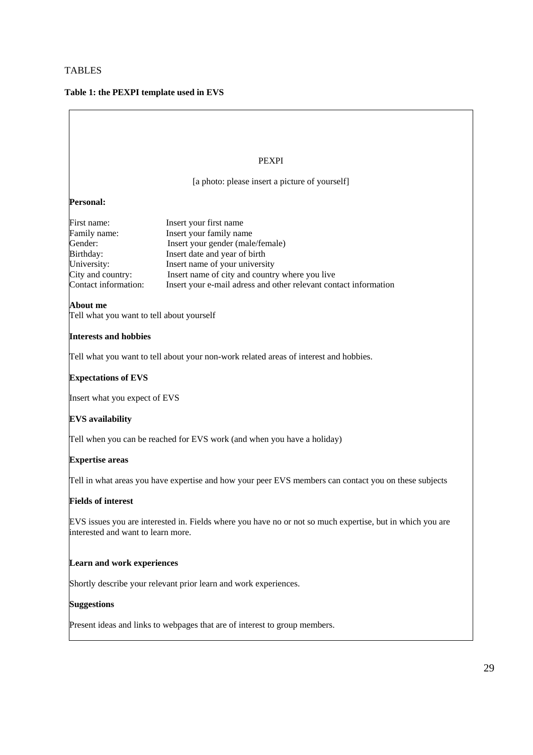TABLES

**Table 1: the PEXPI template used in EVS**

PEXPI

[a photo: please insert a picture of yourself]

**Personal:**

| | |
|---|---|
| First name: | Insert your first name |
| Family name: | Insert your family name |
| Gender: | Insert your gender (male/female) |
| Birthday: | Insert date and year of birth |
| University: | Insert name of your university |
| City and country: | Insert name of city and country where you live |
| Contact information: | Insert your e-mail adress and other relevant contact information |

**About me**
Tell what you want to tell about yourself

**Interests and hobbies**

Tell what you want to tell about your non-work related areas of interest and hobbies.

**Expectations of EVS**

Insert what you expect of EVS

**EVS availability**

Tell when you can be reached for EVS work (and when you have a holiday)

**Expertise areas**

Tell in what areas you have expertise and how your peer EVS members can contact you on these subjects

**Fields of interest**

EVS issues you are interested in. Fields where you have no or not so much expertise, but in which you are interested and want to learn more.

**Learn and work experiences**

Shortly describe your relevant prior learn and work experiences.

**Suggestions**

Present ideas and links to webpages that are of interest to group members.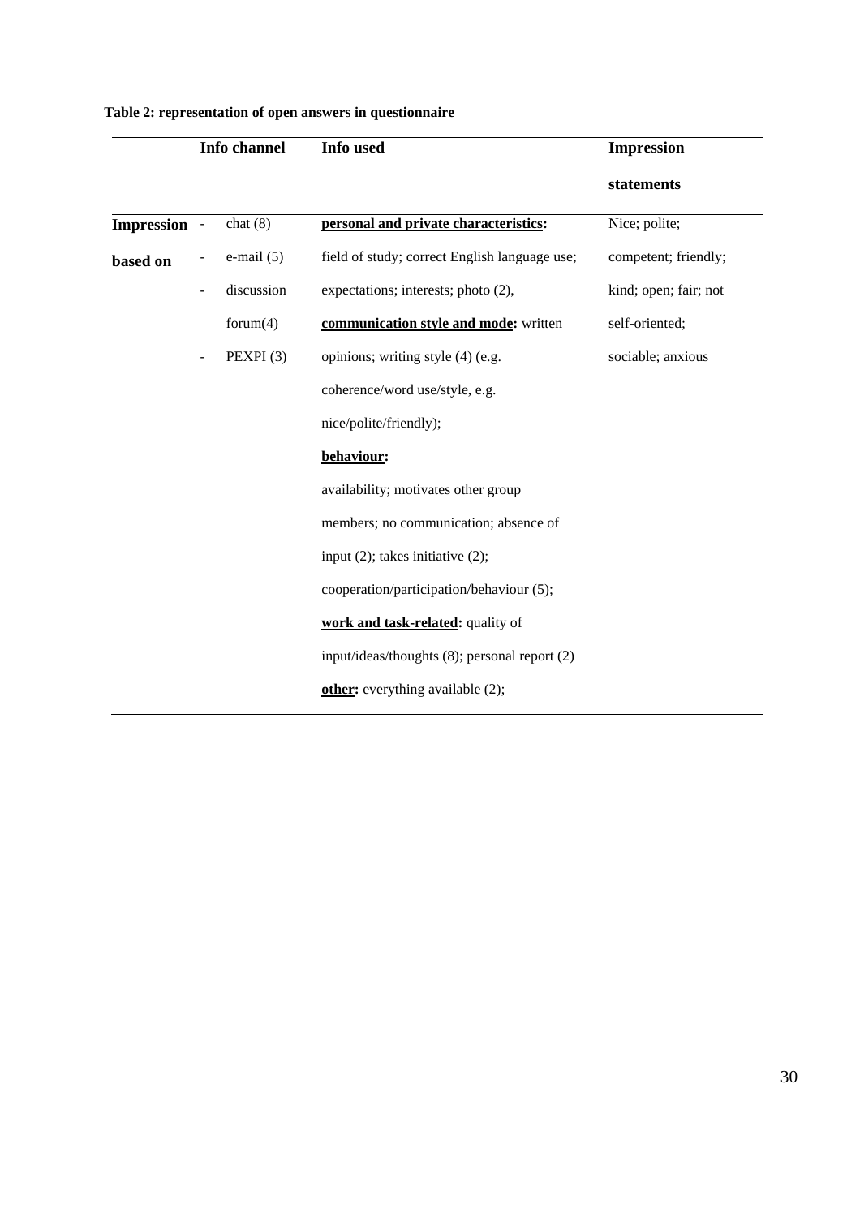**Table 2: representation of open answers in questionnaire**

| | Info channel | Info used | Impression statements |
|---|---|---|---|
| **Impression based on** | - chat (8)<br>- e-mail (5)<br>- discussion forum(4)<br>- PEXPI (3) | **personal and private characteristics:** field of study; correct English language use; expectations; interests; photo (2), **communication style and mode:** written opinions; writing style (4) (e.g. coherence/word use/style, e.g. nice/polite/friendly); **behaviour:** availability; motivates other group members; no communication; absence of input (2); takes initiative (2); cooperation/participation/behaviour (5); **work and task-related:** quality of input/ideas/thoughts (8); personal report (2) **other:** everything available (2); | Nice; polite; competent; friendly; kind; open; fair; not self-oriented; sociable; anxious |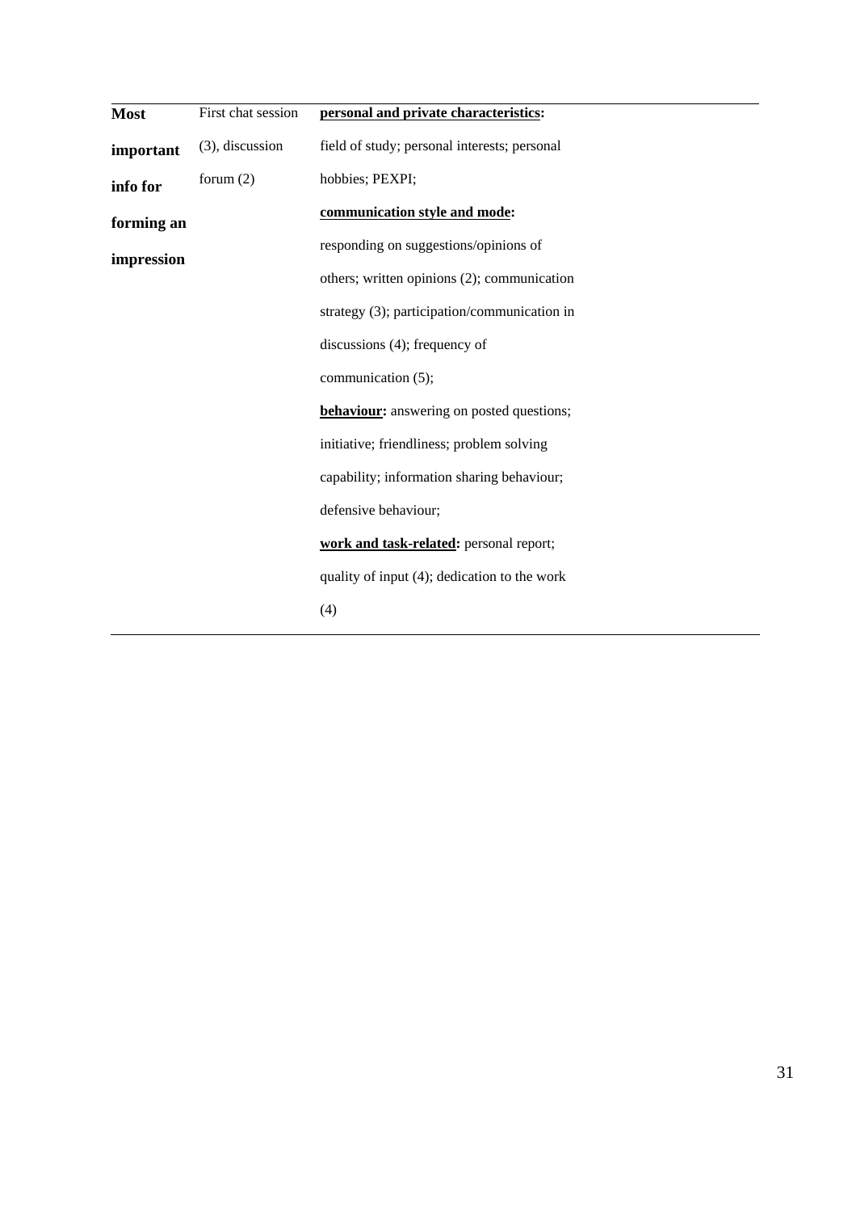| | | |
|---|---|---|
| **Most important info for forming an impression** | First chat session (3), discussion forum (2) | **personal and private characteristics:** field of study; personal interests; personal hobbies; PEXPI; **communication style and mode:** responding on suggestions/opinions of others; written opinions (2); communication strategy (3); participation/communication in discussions (4); frequency of communication (5); **behaviour:** answering on posted questions; initiative; friendliness; problem solving capability; information sharing behaviour; defensive behaviour; **work and task-related:** personal report; quality of input (4); dedication to the work (4) |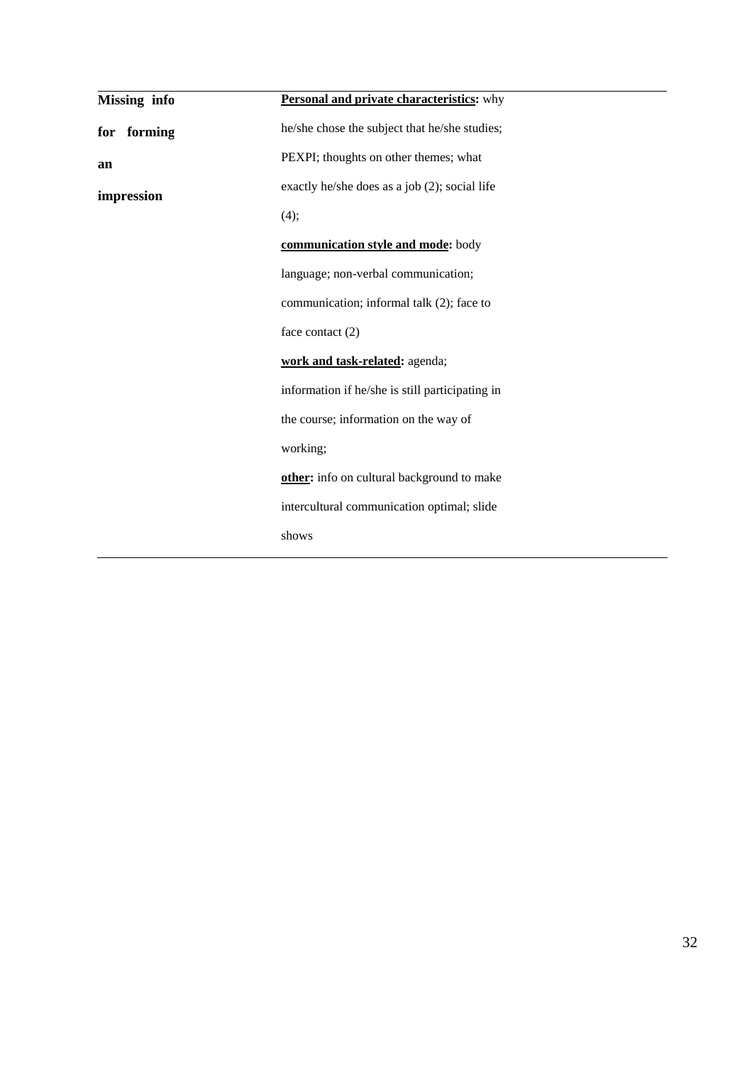| | |
|---|---|
| **Missing info for forming an impression** | **Personal and private characteristics:** why he/she chose the subject that he/she studies; PEXPI; thoughts on other themes; what exactly he/she does as a job (2); social life (4);<br>**communication style and mode:** body language; non-verbal communication; communication; informal talk (2); face to face contact (2)<br>**work and task-related:** agenda; information if he/she is still participating in the course; information on the way of working;<br>**other:** info on cultural background to make intercultural communication optimal; slide shows |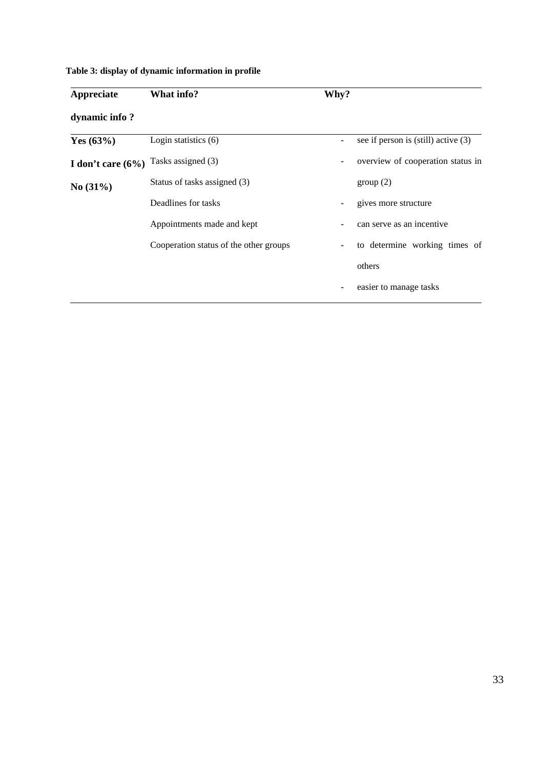**Table 3: display of dynamic information in profile**

| Appreciate dynamic info ? | What info? | Why? |
|---|---|---|
| **Yes (63%)** | Login statistics (6) | - see if person is (still) active (3) |
| **I don't care (6%)** | Tasks assigned (3) | - overview of cooperation status in group (2) |
| **No (31%)** | Status of tasks assigned (3) | - gives more structure |
| | Deadlines for tasks | - can serve as an incentive |
| | Appointments made and kept | - to determine working times of others |
| | Cooperation status of the other groups | - easier to manage tasks |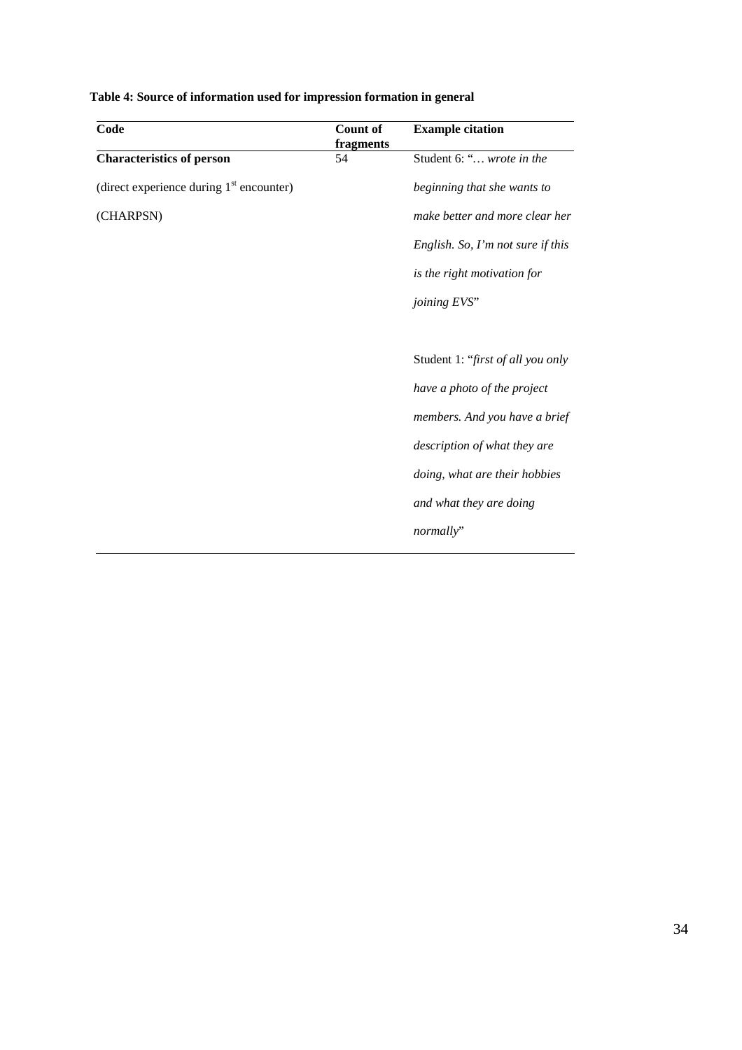**Table 4: Source of information used for impression formation in general**

| Code | Count of fragments | Example citation |
|---|---|---|
| **Characteristics of person** (direct experience during 1st encounter) (CHARPSN) | 54 | Student 6: "… *wrote in the beginning that she wants to make better and more clear her English. So, I'm not sure if this is the right motivation for joining EVS*"<br><br>Student 1: "*first of all you only have a photo of the project members. And you have a brief description of what they are doing, what are their hobbies and what they are doing normally*" |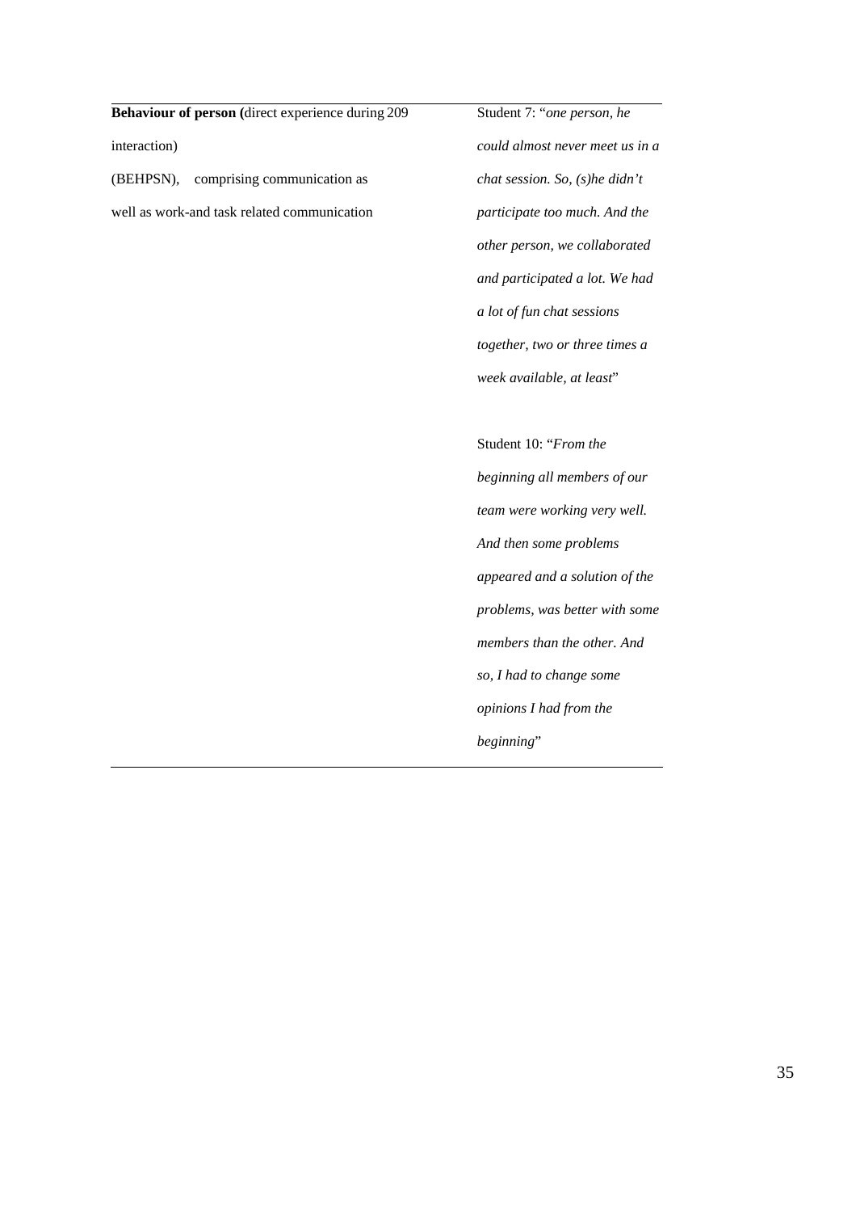| | | |
|---|---|---|
| **Behaviour of person (**direct experience during interaction) (BEHPSN), comprising communication as well as work-and task related communication | 209 | Student 7: "*one person, he could almost never meet us in a chat session. So, (s)he didn't participate too much. And the other person, we collaborated and participated a lot. We had a lot of fun chat sessions together, two or three times a week available, at least*"<br><br>Student 10: "*From the beginning all members of our team were working very well. And then some problems appeared and a solution of the problems, was better with some members than the other. And so, I had to change some opinions I had from the beginning*" |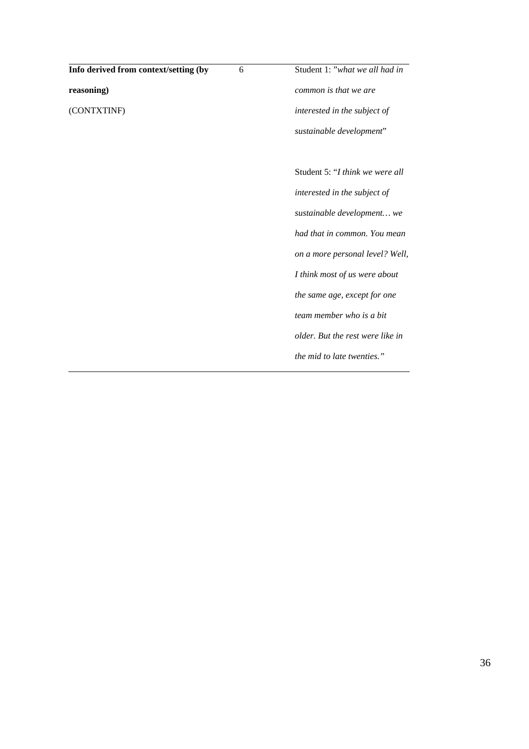| | | |
|---|---|---|
| **Info derived from context/setting (by reasoning)** (CONTXTINF) | 6 | Student 1: "*what we all had in common is that we are interested in the subject of sustainable development*"<br><br>Student 5: "*I think we were all interested in the subject of sustainable development… we had that in common. You mean on a more personal level? Well, I think most of us were about the same age, except for one team member who is a bit older. But the rest were like in the mid to late twenties.*" |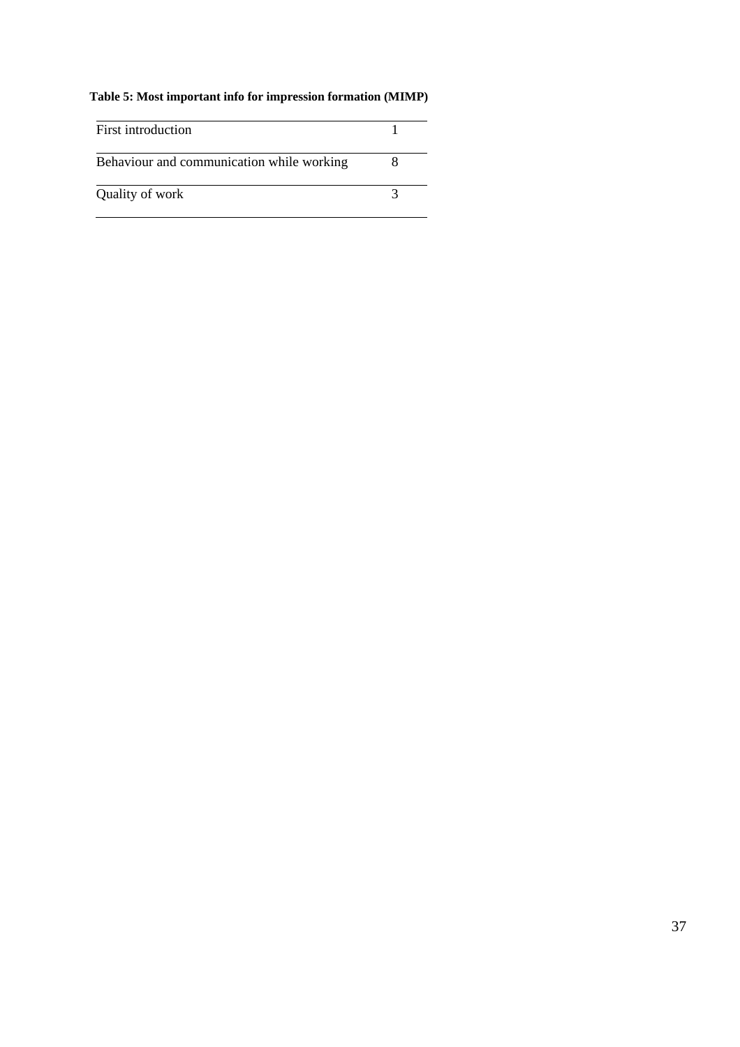**Table 5: Most important info for impression formation (MIMP)**

| | |
|---|---|
| First introduction | 1 |
| Behaviour and communication while working | 8 |
| Quality of work | 3 |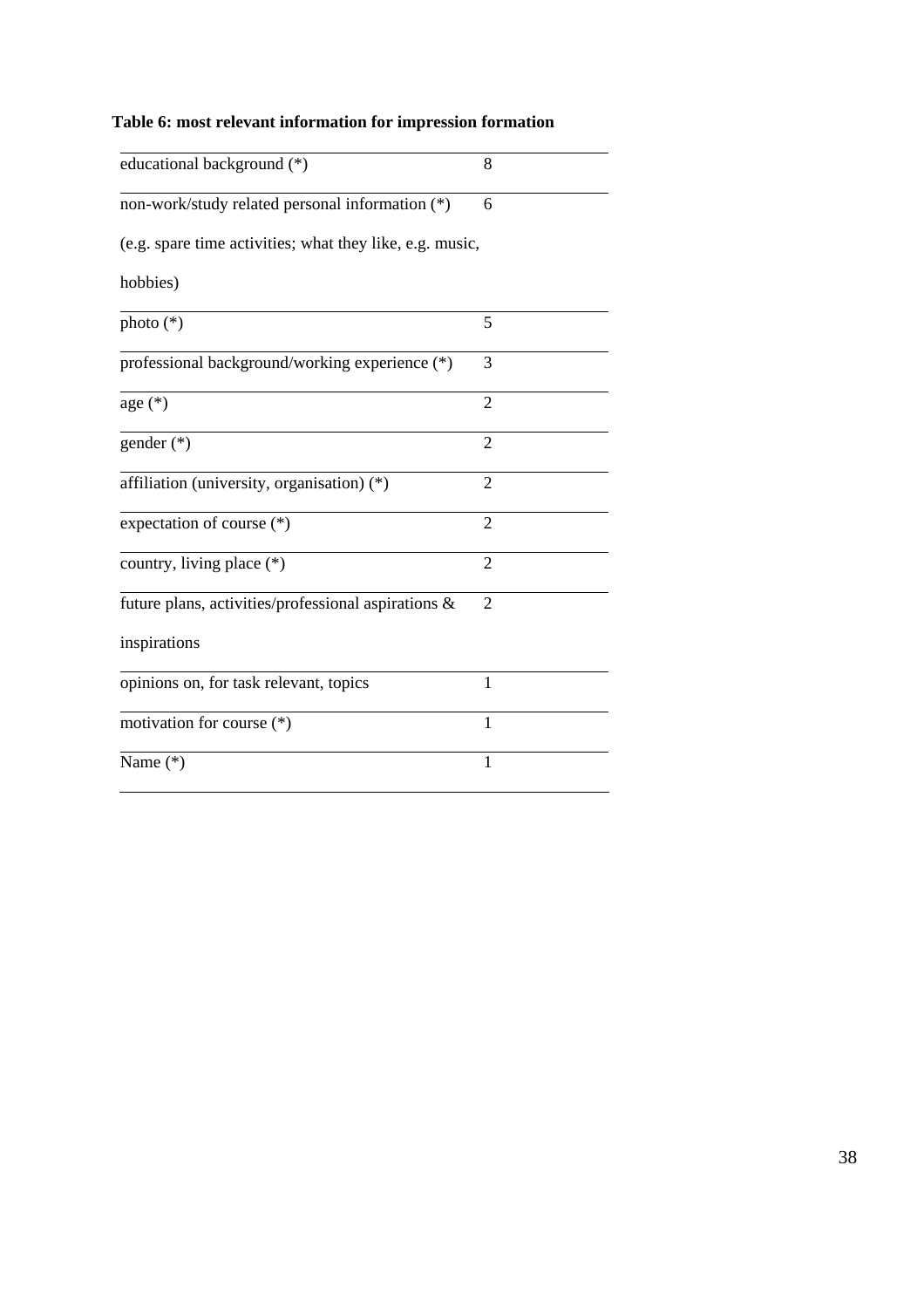**Table 6: most relevant information for impression formation**

| | |
|---|---|
| educational background (*) | 8 |
| non-work/study related personal information (*) (e.g. spare time activities; what they like, e.g. music, hobbies) | 6 |
| photo (*) | 5 |
| professional background/working experience (*) | 3 |
| age (*) | 2 |
| gender (*) | 2 |
| affiliation (university, organisation) (*) | 2 |
| expectation of course (*) | 2 |
| country, living place (*) | 2 |
| future plans, activities/professional aspirations & inspirations | 2 |
| opinions on, for task relevant, topics | 1 |
| motivation for course (*) | 1 |
| Name (*) | 1 |